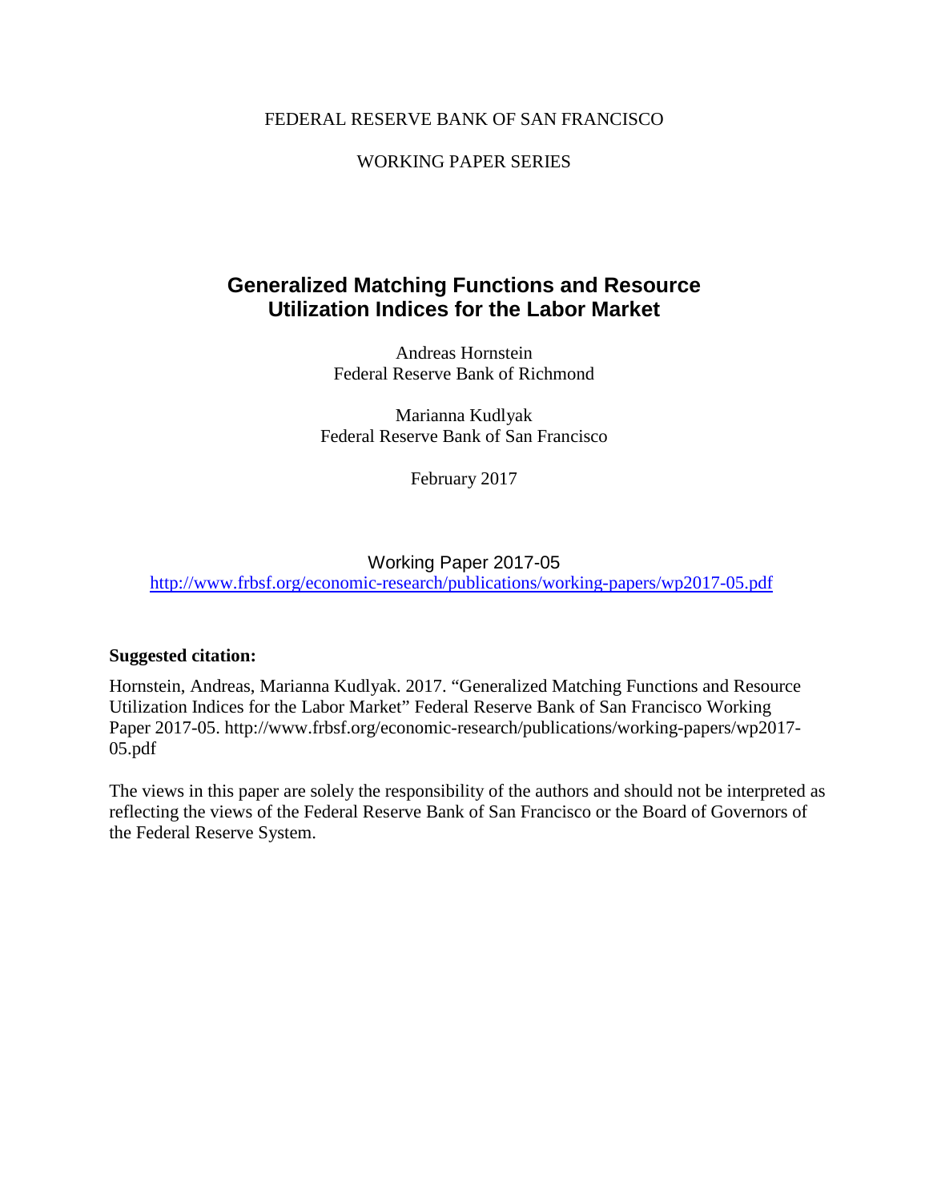FEDERAL RESERVE BANK OF SAN FRANCISCO

WORKING PAPER SERIES

# Generalized Matching Functions and Resource Utilization Indices for the Labor Market

Andreas Hornstein
Federal Reserve Bank of Richmond

Marianna Kudlyak
Federal Reserve Bank of San Francisco

February 2017

Working Paper 2017-05
http://www.frbsf.org/economic-research/publications/working-papers/wp2017-05.pdf

**Suggested citation:**

Hornstein, Andreas, Marianna Kudlyak. 2017. "Generalized Matching Functions and Resource Utilization Indices for the Labor Market" Federal Reserve Bank of San Francisco Working Paper 2017-05. http://www.frbsf.org/economic-research/publications/working-papers/wp2017-05.pdf

The views in this paper are solely the responsibility of the authors and should not be interpreted as reflecting the views of the Federal Reserve Bank of San Francisco or the Board of Governors of the Federal Reserve System.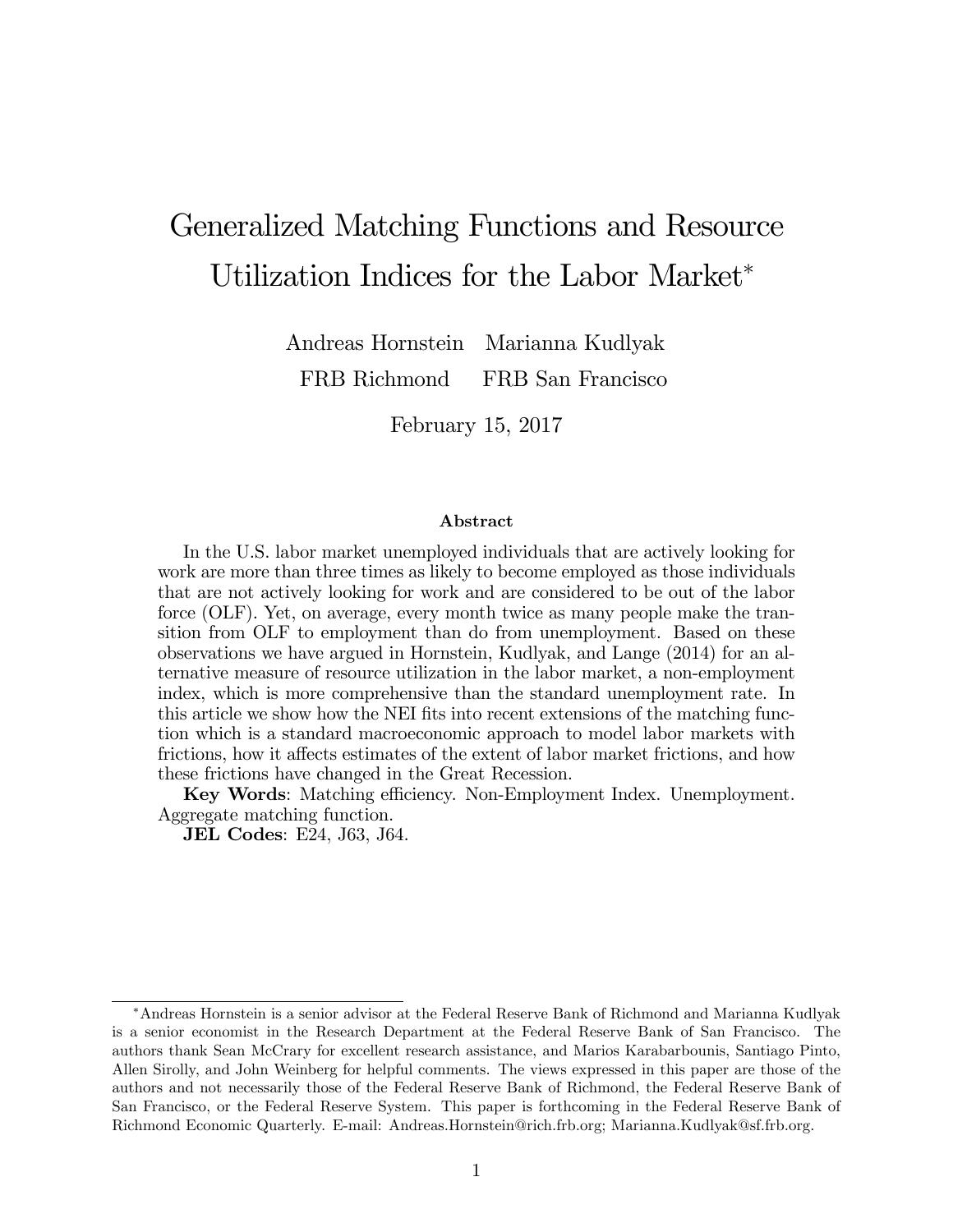# Generalized Matching Functions and Resource Utilization Indices for the Labor Market*

Andreas Hornstein   Marianna Kudlyak

FRB Richmond   FRB San Francisco

February 15, 2017

### Abstract

In the U.S. labor market unemployed individuals that are actively looking for work are more than three times as likely to become employed as those individuals that are not actively looking for work and are considered to be out of the labor force (OLF). Yet, on average, every month twice as many people make the transition from OLF to employment than do from unemployment. Based on these observations we have argued in Hornstein, Kudlyak, and Lange (2014) for an alternative measure of resource utilization in the labor market, a non-employment index, which is more comprehensive than the standard unemployment rate. In this article we show how the NEI fits into recent extensions of the matching function which is a standard macroeconomic approach to model labor markets with frictions, how it affects estimates of the extent of labor market frictions, and how these frictions have changed in the Great Recession.

**Key Words**: Matching efficiency. Non-Employment Index. Unemployment. Aggregate matching function.

**JEL Codes**: E24, J63, J64.

---

*Andreas Hornstein is a senior advisor at the Federal Reserve Bank of Richmond and Marianna Kudlyak is a senior economist in the Research Department at the Federal Reserve Bank of San Francisco. The authors thank Sean McCrary for excellent research assistance, and Marios Karabarbounis, Santiago Pinto, Allen Sirolly, and John Weinberg for helpful comments. The views expressed in this paper are those of the authors and not necessarily those of the Federal Reserve Bank of Richmond, the Federal Reserve Bank of San Francisco, or the Federal Reserve System. This paper is forthcoming in the Federal Reserve Bank of Richmond Economic Quarterly. E-mail: Andreas.Hornstein@rich.frb.org; Marianna.Kudlyak@sf.frb.org.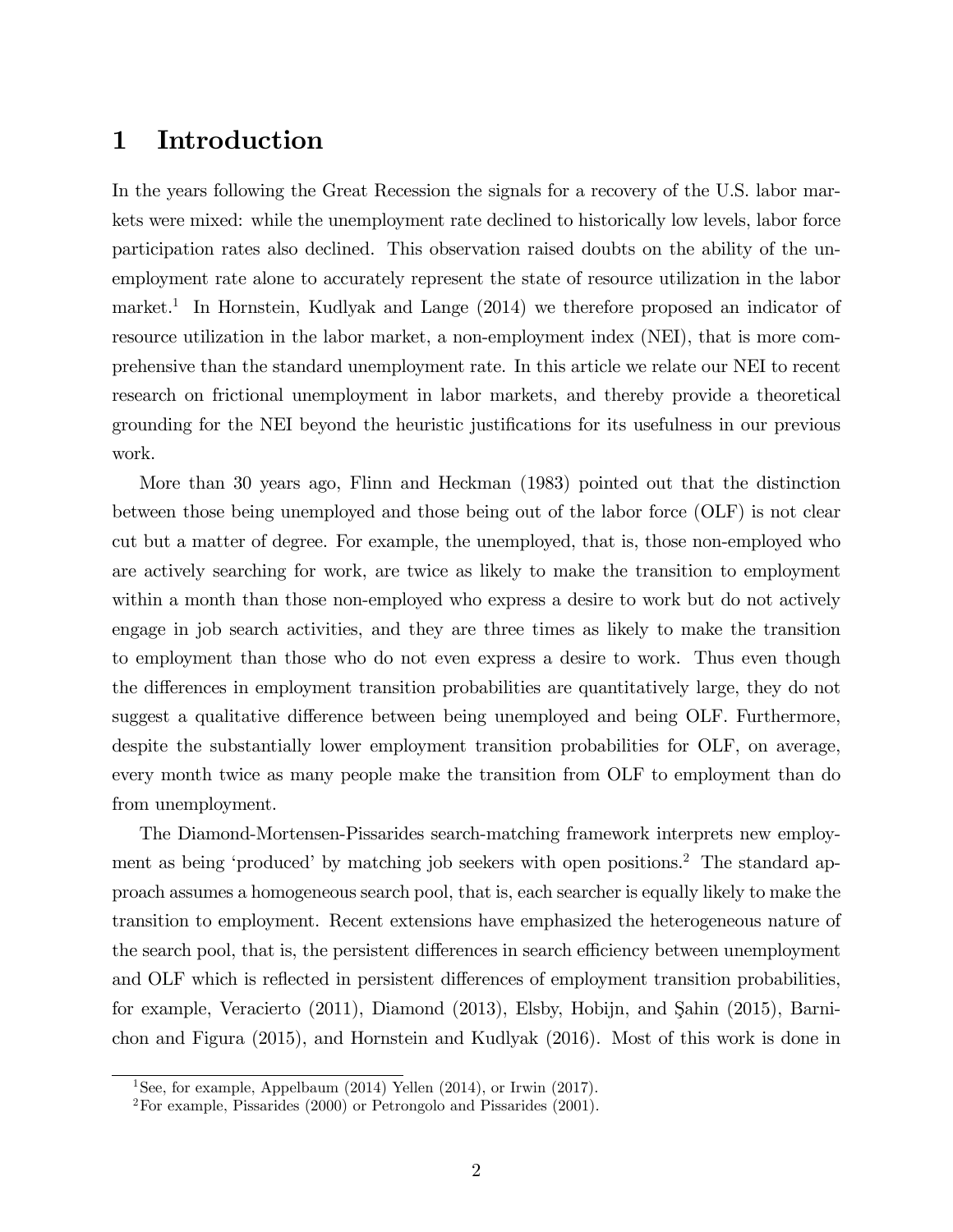# 1 Introduction

In the years following the Great Recession the signals for a recovery of the U.S. labor markets were mixed: while the unemployment rate declined to historically low levels, labor force participation rates also declined. This observation raised doubts on the ability of the unemployment rate alone to accurately represent the state of resource utilization in the labor market.[1] In Hornstein, Kudlyak and Lange (2014) we therefore proposed an indicator of resource utilization in the labor market, a non-employment index (NEI), that is more comprehensive than the standard unemployment rate. In this article we relate our NEI to recent research on frictional unemployment in labor markets, and thereby provide a theoretical grounding for the NEI beyond the heuristic justifications for its usefulness in our previous work.

More than 30 years ago, Flinn and Heckman (1983) pointed out that the distinction between those being unemployed and those being out of the labor force (OLF) is not clear cut but a matter of degree. For example, the unemployed, that is, those non-employed who are actively searching for work, are twice as likely to make the transition to employment within a month than those non-employed who express a desire to work but do not actively engage in job search activities, and they are three times as likely to make the transition to employment than those who do not even express a desire to work. Thus even though the differences in employment transition probabilities are quantitatively large, they do not suggest a qualitative difference between being unemployed and being OLF. Furthermore, despite the substantially lower employment transition probabilities for OLF, on average, every month twice as many people make the transition from OLF to employment than do from unemployment.

The Diamond-Mortensen-Pissarides search-matching framework interprets new employment as being 'produced' by matching job seekers with open positions.[2] The standard approach assumes a homogeneous search pool, that is, each searcher is equally likely to make the transition to employment. Recent extensions have emphasized the heterogeneous nature of the search pool, that is, the persistent differences in search efficiency between unemployment and OLF which is reflected in persistent differences of employment transition probabilities, for example, Veracierto (2011), Diamond (2013), Elsby, Hobijn, and Şahin (2015), Barnichon and Figura (2015), and Hornstein and Kudlyak (2016). Most of this work is done in

[1] See, for example, Appelbaum (2014) Yellen (2014), or Irwin (2017).

[2] For example, Pissarides (2000) or Petrongolo and Pissarides (2001).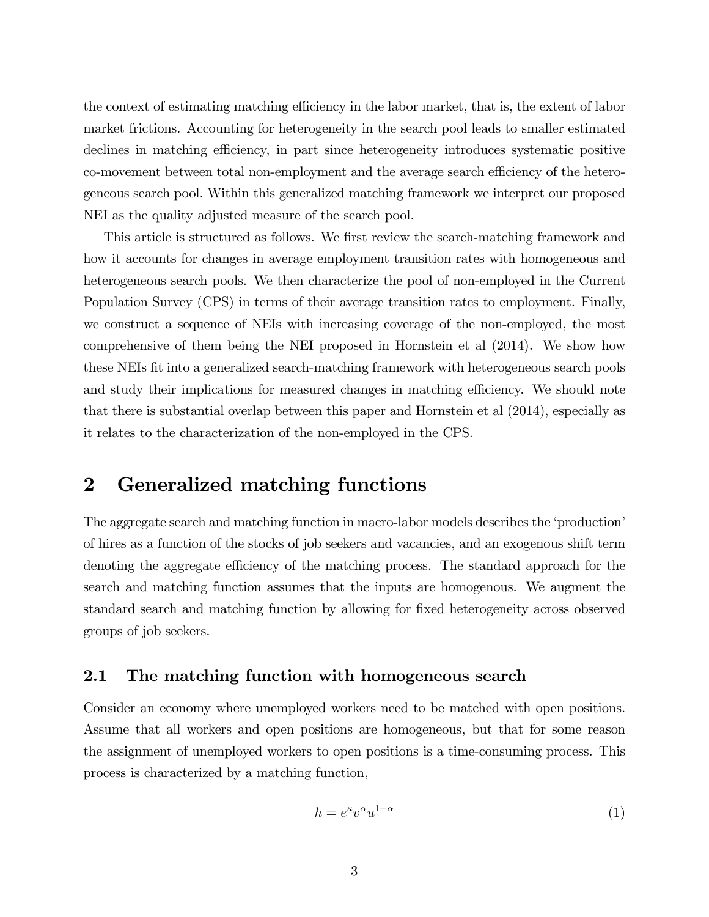the context of estimating matching efficiency in the labor market, that is, the extent of labor market frictions. Accounting for heterogeneity in the search pool leads to smaller estimated declines in matching efficiency, in part since heterogeneity introduces systematic positive co-movement between total non-employment and the average search efficiency of the heterogeneous search pool. Within this generalized matching framework we interpret our proposed NEI as the quality adjusted measure of the search pool.

This article is structured as follows. We first review the search-matching framework and how it accounts for changes in average employment transition rates with homogeneous and heterogeneous search pools. We then characterize the pool of non-employed in the Current Population Survey (CPS) in terms of their average transition rates to employment. Finally, we construct a sequence of NEIs with increasing coverage of the non-employed, the most comprehensive of them being the NEI proposed in Hornstein et al (2014). We show how these NEIs fit into a generalized search-matching framework with heterogeneous search pools and study their implications for measured changes in matching efficiency. We should note that there is substantial overlap between this paper and Hornstein et al (2014), especially as it relates to the characterization of the non-employed in the CPS.

## 2 Generalized matching functions

The aggregate search and matching function in macro-labor models describes the 'production' of hires as a function of the stocks of job seekers and vacancies, and an exogenous shift term denoting the aggregate efficiency of the matching process. The standard approach for the search and matching function assumes that the inputs are homogenous. We augment the standard search and matching function by allowing for fixed heterogeneity across observed groups of job seekers.

### 2.1 The matching function with homogeneous search

Consider an economy where unemployed workers need to be matched with open positions. Assume that all workers and open positions are homogeneous, but that for some reason the assignment of unemployed workers to open positions is a time-consuming process. This process is characterized by a matching function,

$$h = e^{\kappa} v^{\alpha} u^{1-\alpha} \tag{1}$$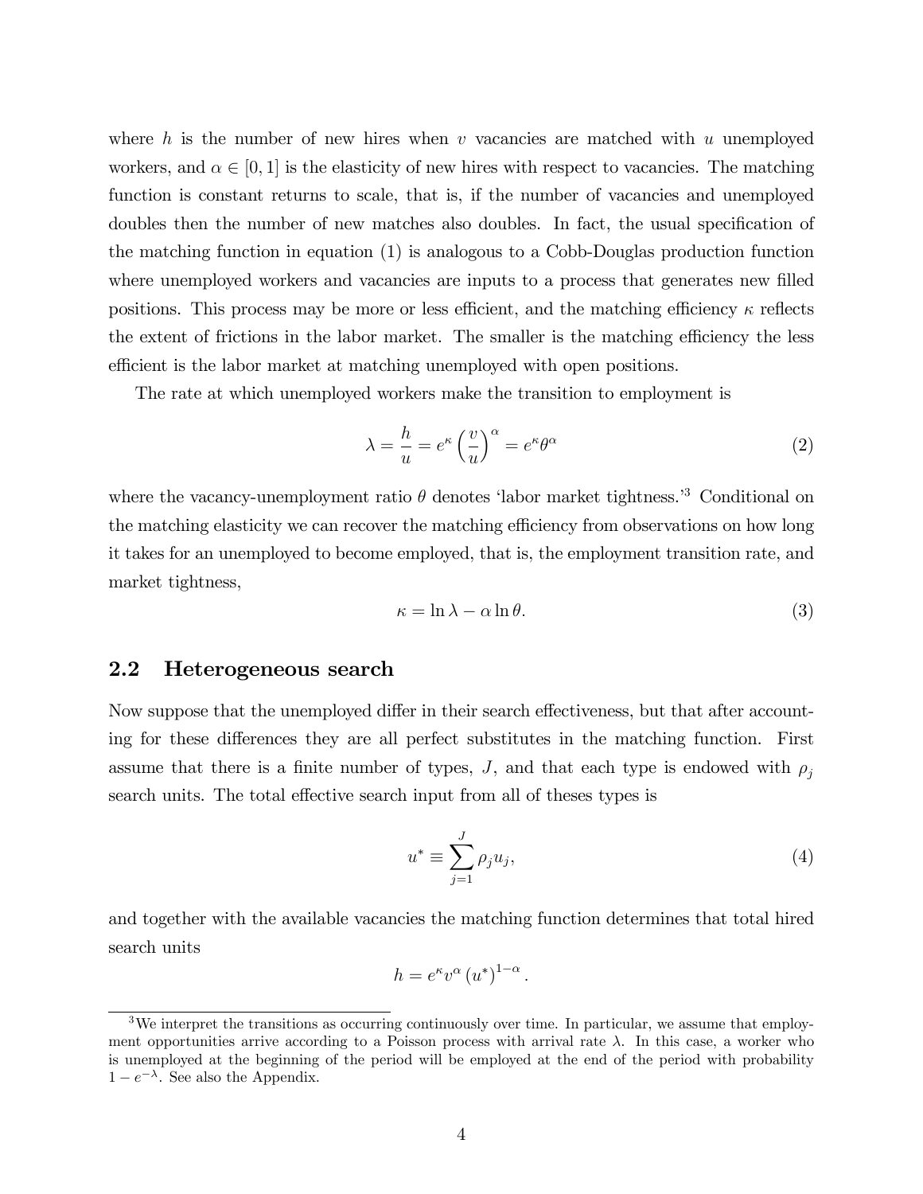where $h$ is the number of new hires when $v$ vacancies are matched with $u$ unemployed workers, and $\alpha \in [0, 1]$ is the elasticity of new hires with respect to vacancies. The matching function is constant returns to scale, that is, if the number of vacancies and unemployed doubles then the number of new matches also doubles. In fact, the usual specification of the matching function in equation (1) is analogous to a Cobb-Douglas production function where unemployed workers and vacancies are inputs to a process that generates new filled positions. This process may be more or less efficient, and the matching efficiency $\kappa$ reflects the extent of frictions in the labor market. The smaller is the matching efficiency the less efficient is the labor market at matching unemployed with open positions.

The rate at which unemployed workers make the transition to employment is

$$\lambda = \frac{h}{u} = e^{\kappa} \left( \frac{v}{u} \right)^{\alpha} = e^{\kappa} \theta^{\alpha} \tag{2}$$

where the vacancy-unemployment ratio $\theta$ denotes 'labor market tightness.'[3] Conditional on the matching elasticity we can recover the matching efficiency from observations on how long it takes for an unemployed to become employed, that is, the employment transition rate, and market tightness,

$$\kappa = \ln \lambda - \alpha \ln \theta. \tag{3}$$

## 2.2 Heterogeneous search

Now suppose that the unemployed differ in their search effectiveness, but that after accounting for these differences they are all perfect substitutes in the matching function. First assume that there is a finite number of types, $J$, and that each type is endowed with $\rho_j$ search units. The total effective search input from all of theses types is

$$u^* \equiv \sum_{j=1}^{J} \rho_j u_j, \tag{4}$$

and together with the available vacancies the matching function determines that total hired search units

$$h = e^{\kappa} v^{\alpha} \left( u^* \right)^{1-\alpha}.$$

[3] We interpret the transitions as occurring continuously over time. In particular, we assume that employment opportunities arrive according to a Poisson process with arrival rate $\lambda$. In this case, a worker who is unemployed at the beginning of the period will be employed at the end of the period with probability $1 - e^{-\lambda}$. See also the Appendix.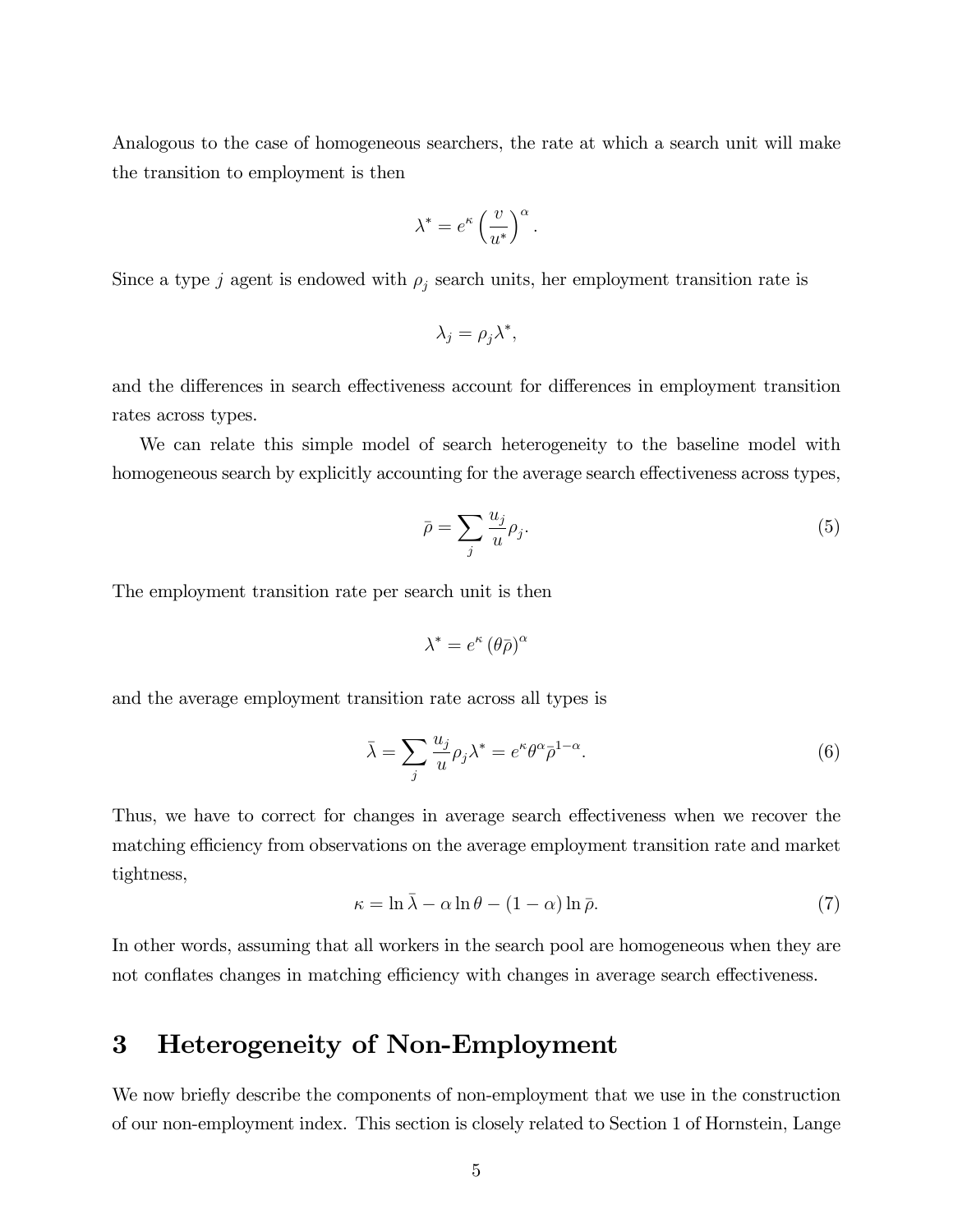Analogous to the case of homogeneous searchers, the rate at which a search unit will make the transition to employment is then

$$\lambda^* = e^{\kappa} \left( \frac{v}{u^*} \right)^{\alpha}.$$

Since a type $j$ agent is endowed with $\rho_j$ search units, her employment transition rate is

$$\lambda_j = \rho_j \lambda^*,$$

and the differences in search effectiveness account for differences in employment transition rates across types.

We can relate this simple model of search heterogeneity to the baseline model with homogeneous search by explicitly accounting for the average search effectiveness across types,

$$\bar{\rho} = \sum_j \frac{u_j}{u} \rho_j. \tag{5}$$

The employment transition rate per search unit is then

$$\lambda^* = e^{\kappa} \left( \theta \bar{\rho} \right)^{\alpha}$$

and the average employment transition rate across all types is

$$\bar{\lambda} = \sum_j \frac{u_j}{u} \rho_j \lambda^* = e^{\kappa} \theta^{\alpha} \bar{\rho}^{1-\alpha}. \tag{6}$$

Thus, we have to correct for changes in average search effectiveness when we recover the matching efficiency from observations on the average employment transition rate and market tightness,

$$\kappa = \ln \bar{\lambda} - \alpha \ln \theta - (1 - \alpha) \ln \bar{\rho}. \tag{7}$$

In other words, assuming that all workers in the search pool are homogeneous when they are not conflates changes in matching efficiency with changes in average search effectiveness.

# 3 Heterogeneity of Non-Employment

We now briefly describe the components of non-employment that we use in the construction of our non-employment index. This section is closely related to Section 1 of Hornstein, Lange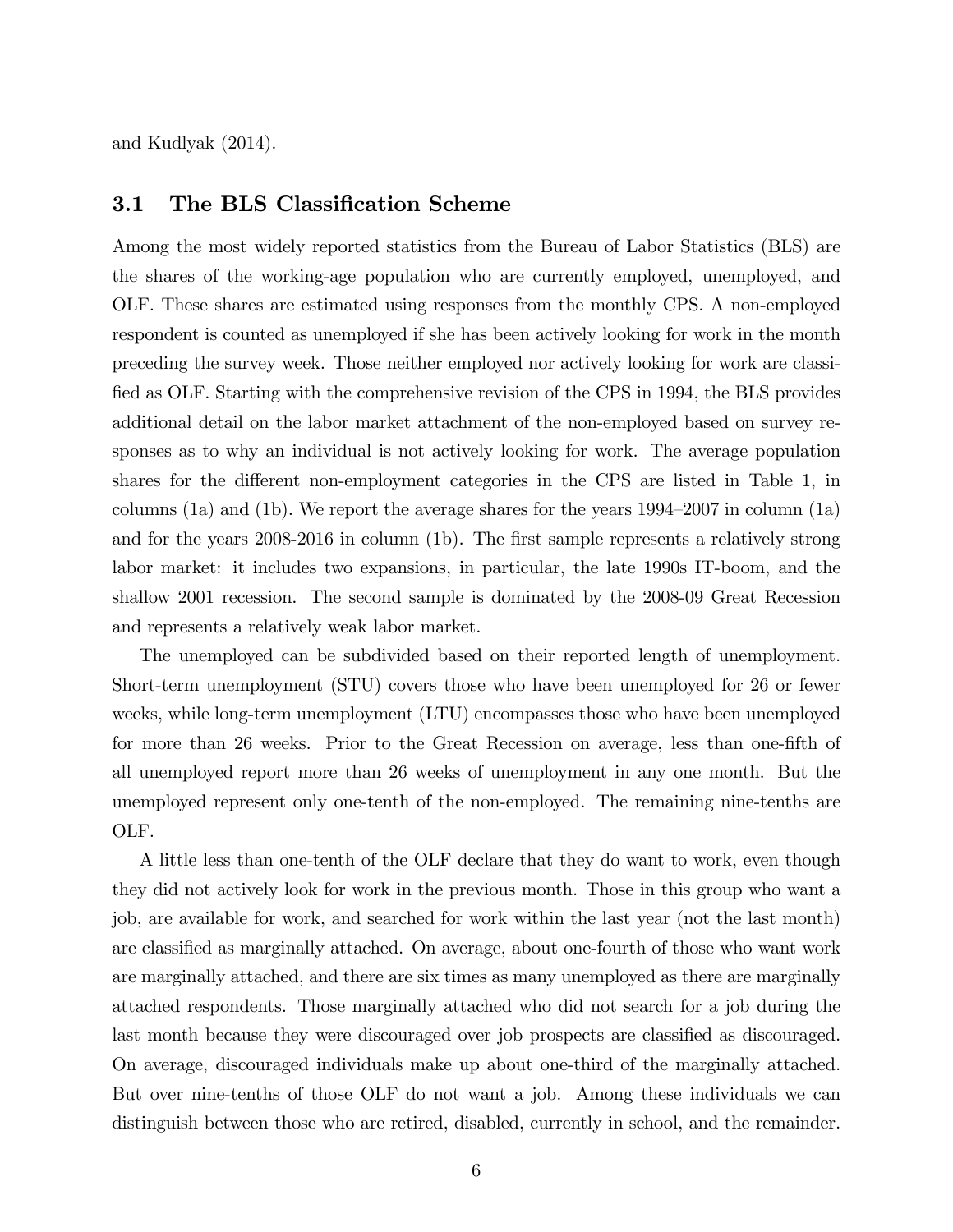and Kudlyak (2014).

## 3.1 The BLS Classification Scheme

Among the most widely reported statistics from the Bureau of Labor Statistics (BLS) are the shares of the working-age population who are currently employed, unemployed, and OLF. These shares are estimated using responses from the monthly CPS. A non-employed respondent is counted as unemployed if she has been actively looking for work in the month preceding the survey week. Those neither employed nor actively looking for work are classified as OLF. Starting with the comprehensive revision of the CPS in 1994, the BLS provides additional detail on the labor market attachment of the non-employed based on survey responses as to why an individual is not actively looking for work. The average population shares for the different non-employment categories in the CPS are listed in Table 1, in columns (1a) and (1b). We report the average shares for the years 1994–2007 in column (1a) and for the years 2008-2016 in column (1b). The first sample represents a relatively strong labor market: it includes two expansions, in particular, the late 1990s IT-boom, and the shallow 2001 recession. The second sample is dominated by the 2008-09 Great Recession and represents a relatively weak labor market.

The unemployed can be subdivided based on their reported length of unemployment. Short-term unemployment (STU) covers those who have been unemployed for 26 or fewer weeks, while long-term unemployment (LTU) encompasses those who have been unemployed for more than 26 weeks. Prior to the Great Recession on average, less than one-fifth of all unemployed report more than 26 weeks of unemployment in any one month. But the unemployed represent only one-tenth of the non-employed. The remaining nine-tenths are OLF.

A little less than one-tenth of the OLF declare that they do want to work, even though they did not actively look for work in the previous month. Those in this group who want a job, are available for work, and searched for work within the last year (not the last month) are classified as marginally attached. On average, about one-fourth of those who want work are marginally attached, and there are six times as many unemployed as there are marginally attached respondents. Those marginally attached who did not search for a job during the last month because they were discouraged over job prospects are classified as discouraged. On average, discouraged individuals make up about one-third of the marginally attached. But over nine-tenths of those OLF do not want a job. Among these individuals we can distinguish between those who are retired, disabled, currently in school, and the remainder.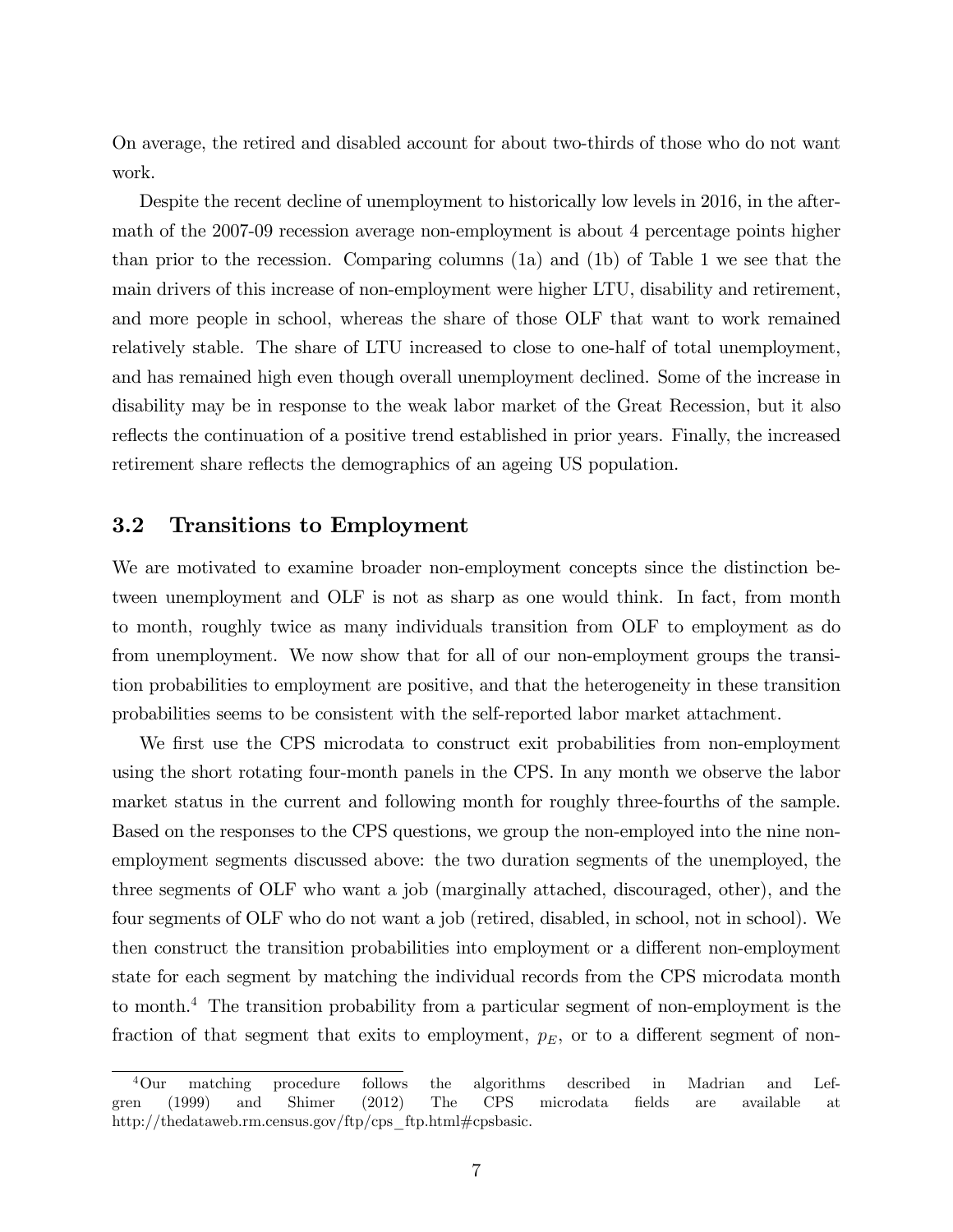On average, the retired and disabled account for about two-thirds of those who do not want work.

Despite the recent decline of unemployment to historically low levels in 2016, in the aftermath of the 2007-09 recession average non-employment is about 4 percentage points higher than prior to the recession. Comparing columns (1a) and (1b) of Table 1 we see that the main drivers of this increase of non-employment were higher LTU, disability and retirement, and more people in school, whereas the share of those OLF that want to work remained relatively stable. The share of LTU increased to close to one-half of total unemployment, and has remained high even though overall unemployment declined. Some of the increase in disability may be in response to the weak labor market of the Great Recession, but it also reflects the continuation of a positive trend established in prior years. Finally, the increased retirement share reflects the demographics of an ageing US population.

## 3.2 Transitions to Employment

We are motivated to examine broader non-employment concepts since the distinction between unemployment and OLF is not as sharp as one would think. In fact, from month to month, roughly twice as many individuals transition from OLF to employment as do from unemployment. We now show that for all of our non-employment groups the transition probabilities to employment are positive, and that the heterogeneity in these transition probabilities seems to be consistent with the self-reported labor market attachment.

We first use the CPS microdata to construct exit probabilities from non-employment using the short rotating four-month panels in the CPS. In any month we observe the labor market status in the current and following month for roughly three-fourths of the sample. Based on the responses to the CPS questions, we group the non-employed into the nine non-employment segments discussed above: the two duration segments of the unemployed, the three segments of OLF who want a job (marginally attached, discouraged, other), and the four segments of OLF who do not want a job (retired, disabled, in school, not in school). We then construct the transition probabilities into employment or a different non-employment state for each segment by matching the individual records from the CPS microdata month to month.[4] The transition probability from a particular segment of non-employment is the fraction of that segment that exits to employment, $p_E$, or to a different segment of non-

[4] Our matching procedure follows the algorithms described in Madrian and Lefgren (1999) and Shimer (2012) The CPS microdata fields are available at http://thedataweb.rm.census.gov/ftp/cps_ftp.html#cpsbasic.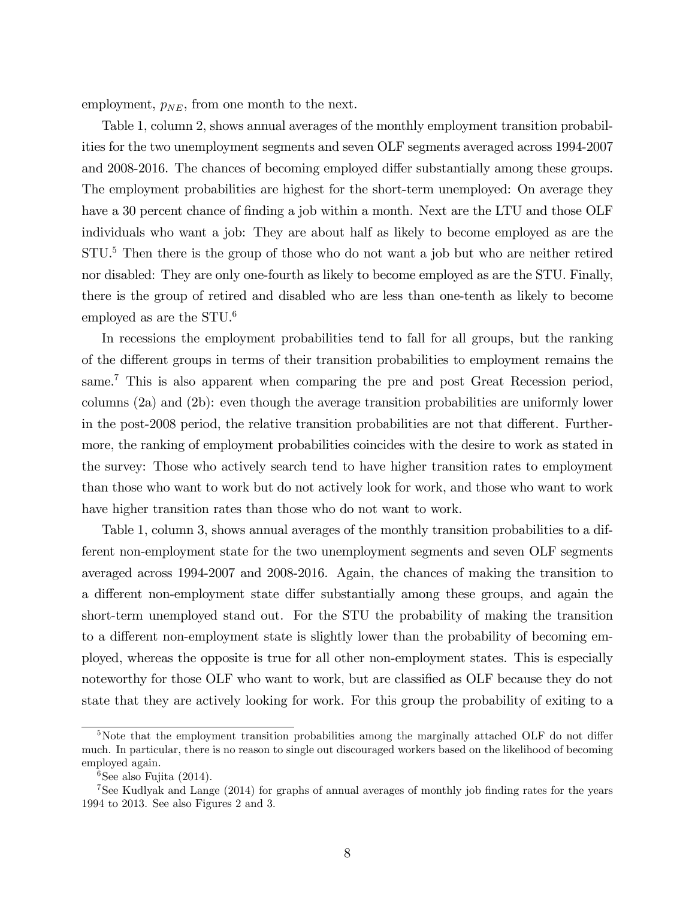employment, $p_{NE}$, from one month to the next.

Table 1, column 2, shows annual averages of the monthly employment transition probabilities for the two unemployment segments and seven OLF segments averaged across 1994-2007 and 2008-2016. The chances of becoming employed differ substantially among these groups. The employment probabilities are highest for the short-term unemployed: On average they have a 30 percent chance of finding a job within a month. Next are the LTU and those OLF individuals who want a job: They are about half as likely to become employed as are the STU.[5] Then there is the group of those who do not want a job but who are neither retired nor disabled: They are only one-fourth as likely to become employed as are the STU. Finally, there is the group of retired and disabled who are less than one-tenth as likely to become employed as are the STU.[6]

In recessions the employment probabilities tend to fall for all groups, but the ranking of the different groups in terms of their transition probabilities to employment remains the same.[7] This is also apparent when comparing the pre and post Great Recession period, columns (2a) and (2b): even though the average transition probabilities are uniformly lower in the post-2008 period, the relative transition probabilities are not that different. Furthermore, the ranking of employment probabilities coincides with the desire to work as stated in the survey: Those who actively search tend to have higher transition rates to employment than those who want to work but do not actively look for work, and those who want to work have higher transition rates than those who do not want to work.

Table 1, column 3, shows annual averages of the monthly transition probabilities to a different non-employment state for the two unemployment segments and seven OLF segments averaged across 1994-2007 and 2008-2016. Again, the chances of making the transition to a different non-employment state differ substantially among these groups, and again the short-term unemployed stand out. For the STU the probability of making the transition to a different non-employment state is slightly lower than the probability of becoming employed, whereas the opposite is true for all other non-employment states. This is especially noteworthy for those OLF who want to work, but are classified as OLF because they do not state that they are actively looking for work. For this group the probability of exiting to a

[5] Note that the employment transition probabilities among the marginally attached OLF do not differ much. In particular, there is no reason to single out discouraged workers based on the likelihood of becoming employed again.

[6] See also Fujita (2014).

[7] See Kudlyak and Lange (2014) for graphs of annual averages of monthly job finding rates for the years 1994 to 2013. See also Figures 2 and 3.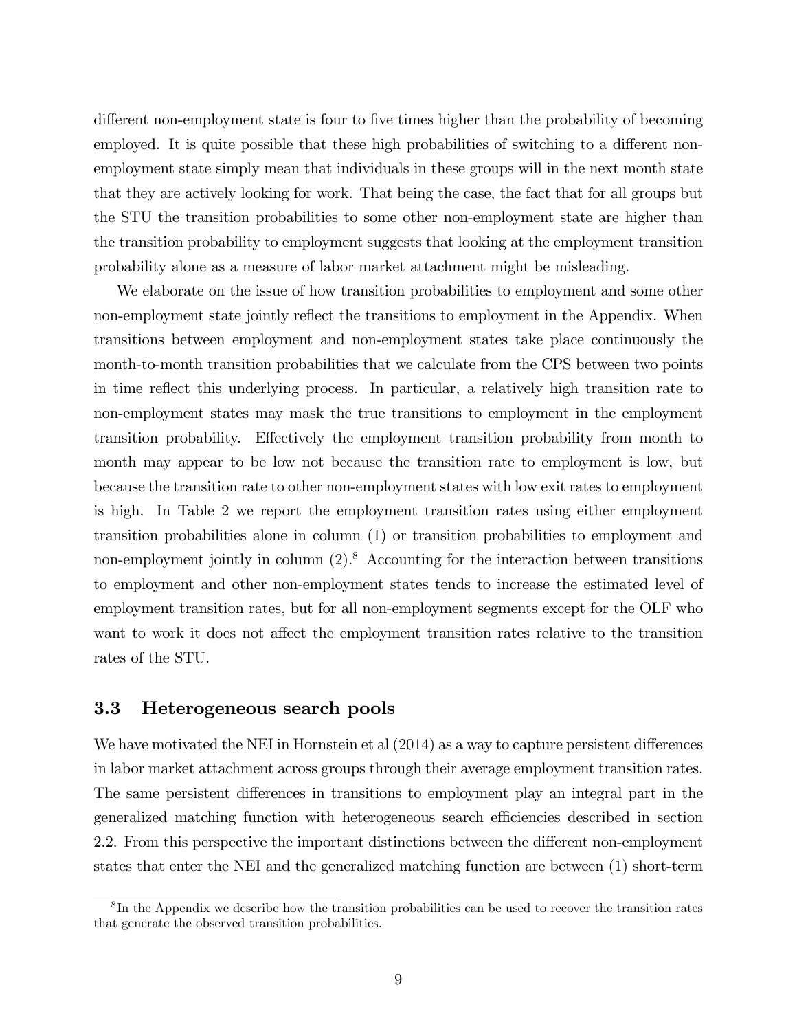different non-employment state is four to five times higher than the probability of becoming employed. It is quite possible that these high probabilities of switching to a different non-employment state simply mean that individuals in these groups will in the next month state that they are actively looking for work. That being the case, the fact that for all groups but the STU the transition probabilities to some other non-employment state are higher than the transition probability to employment suggests that looking at the employment transition probability alone as a measure of labor market attachment might be misleading.

We elaborate on the issue of how transition probabilities to employment and some other non-employment state jointly reflect the transitions to employment in the Appendix. When transitions between employment and non-employment states take place continuously the month-to-month transition probabilities that we calculate from the CPS between two points in time reflect this underlying process. In particular, a relatively high transition rate to non-employment states may mask the true transitions to employment in the employment transition probability. Effectively the employment transition probability from month to month may appear to be low not because the transition rate to employment is low, but because the transition rate to other non-employment states with low exit rates to employment is high. In Table 2 we report the employment transition rates using either employment transition probabilities alone in column (1) or transition probabilities to employment and non-employment jointly in column (2).[8] Accounting for the interaction between transitions to employment and other non-employment states tends to increase the estimated level of employment transition rates, but for all non-employment segments except for the OLF who want to work it does not affect the employment transition rates relative to the transition rates of the STU.

### 3.3 Heterogeneous search pools

We have motivated the NEI in Hornstein et al (2014) as a way to capture persistent differences in labor market attachment across groups through their average employment transition rates. The same persistent differences in transitions to employment play an integral part in the generalized matching function with heterogeneous search efficiencies described in section 2.2. From this perspective the important distinctions between the different non-employment states that enter the NEI and the generalized matching function are between (1) short-term

[8] In the Appendix we describe how the transition probabilities can be used to recover the transition rates that generate the observed transition probabilities.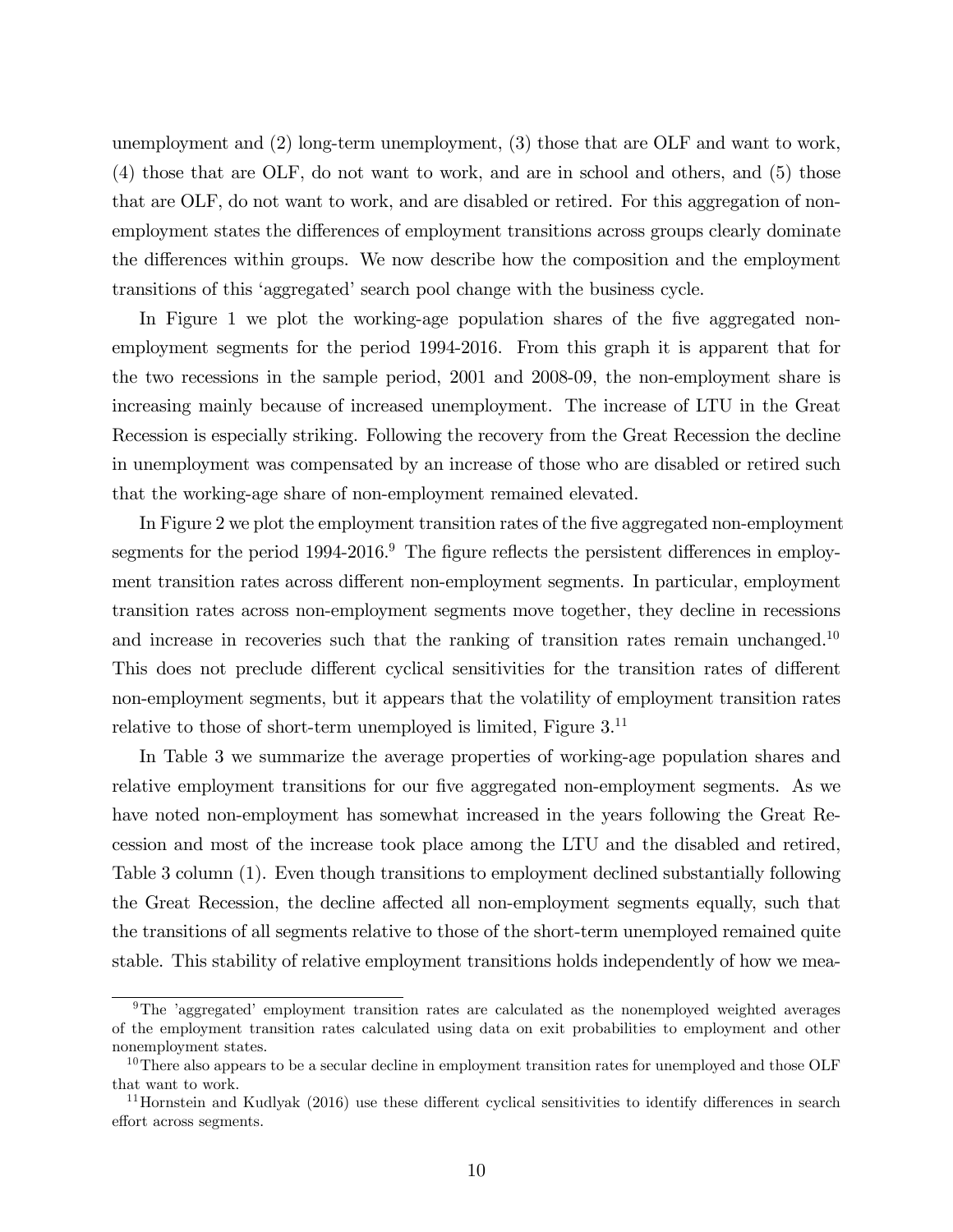unemployment and (2) long-term unemployment, (3) those that are OLF and want to work, (4) those that are OLF, do not want to work, and are in school and others, and (5) those that are OLF, do not want to work, and are disabled or retired. For this aggregation of non-employment states the differences of employment transitions across groups clearly dominate the differences within groups. We now describe how the composition and the employment transitions of this 'aggregated' search pool change with the business cycle.

In Figure 1 we plot the working-age population shares of the five aggregated non-employment segments for the period 1994-2016. From this graph it is apparent that for the two recessions in the sample period, 2001 and 2008-09, the non-employment share is increasing mainly because of increased unemployment. The increase of LTU in the Great Recession is especially striking. Following the recovery from the Great Recession the decline in unemployment was compensated by an increase of those who are disabled or retired such that the working-age share of non-employment remained elevated.

In Figure 2 we plot the employment transition rates of the five aggregated non-employment segments for the period 1994-2016.[9] The figure reflects the persistent differences in employment transition rates across different non-employment segments. In particular, employment transition rates across non-employment segments move together, they decline in recessions and increase in recoveries such that the ranking of transition rates remain unchanged.[10] This does not preclude different cyclical sensitivities for the transition rates of different non-employment segments, but it appears that the volatility of employment transition rates relative to those of short-term unemployed is limited, Figure 3.[11]

In Table 3 we summarize the average properties of working-age population shares and relative employment transitions for our five aggregated non-employment segments. As we have noted non-employment has somewhat increased in the years following the Great Recession and most of the increase took place among the LTU and the disabled and retired, Table 3 column (1). Even though transitions to employment declined substantially following the Great Recession, the decline affected all non-employment segments equally, such that the transitions of all segments relative to those of the short-term unemployed remained quite stable. This stability of relative employment transitions holds independently of how we mea-

[9]The 'aggregated' employment transition rates are calculated as the nonemployed weighted averages of the employment transition rates calculated using data on exit probabilities to employment and other nonemployment states.

[10]There also appears to be a secular decline in employment transition rates for unemployed and those OLF that want to work.

[11]Hornstein and Kudlyak (2016) use these different cyclical sensitivities to identify differences in search effort across segments.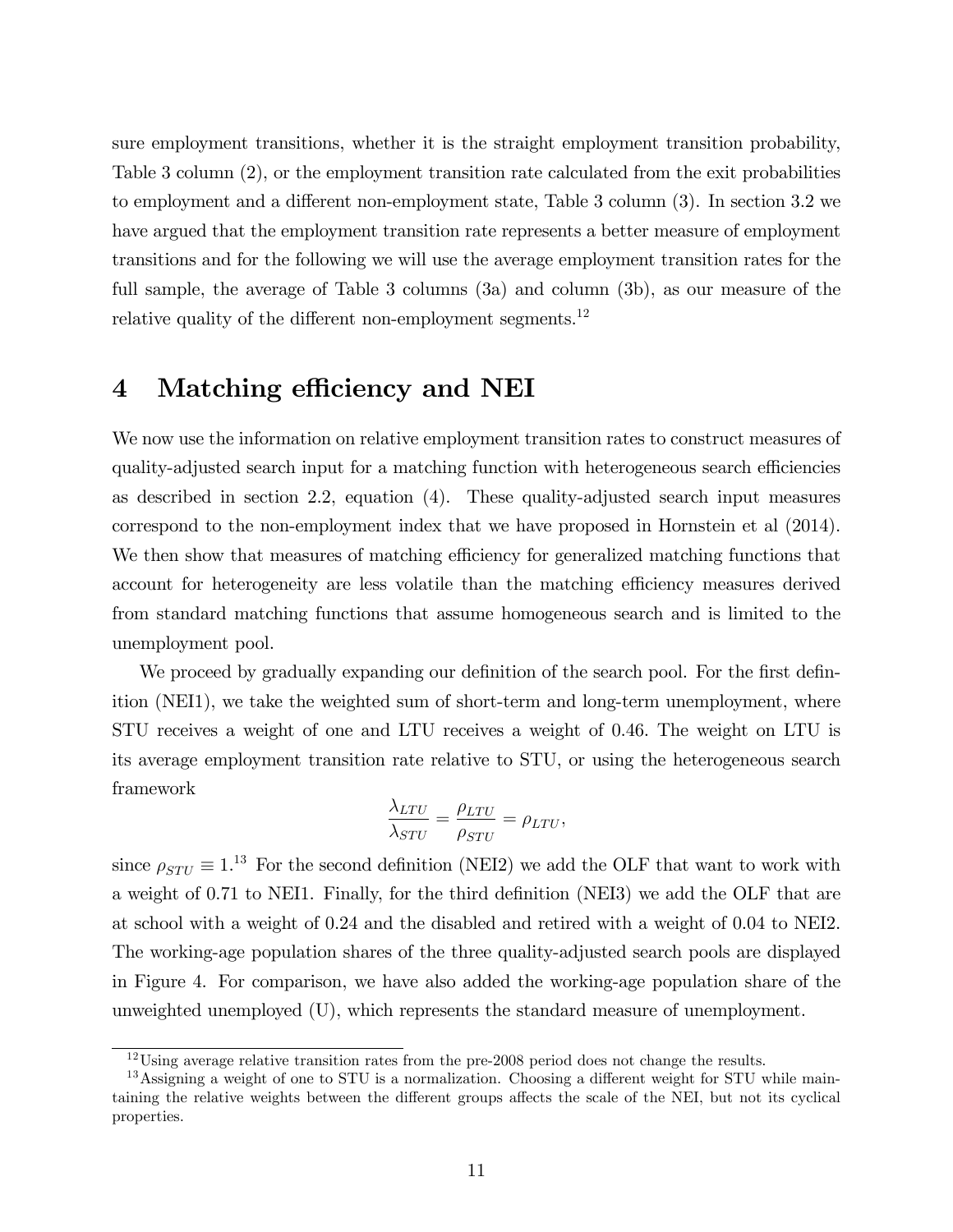sure employment transitions, whether it is the straight employment transition probability, Table 3 column (2), or the employment transition rate calculated from the exit probabilities to employment and a different non-employment state, Table 3 column (3). In section 3.2 we have argued that the employment transition rate represents a better measure of employment transitions and for the following we will use the average employment transition rates for the full sample, the average of Table 3 columns (3a) and column (3b), as our measure of the relative quality of the different non-employment segments.[12]

# 4 Matching efficiency and NEI

We now use the information on relative employment transition rates to construct measures of quality-adjusted search input for a matching function with heterogeneous search efficiencies as described in section 2.2, equation (4). These quality-adjusted search input measures correspond to the non-employment index that we have proposed in Hornstein et al (2014). We then show that measures of matching efficiency for generalized matching functions that account for heterogeneity are less volatile than the matching efficiency measures derived from standard matching functions that assume homogeneous search and is limited to the unemployment pool.

We proceed by gradually expanding our definition of the search pool. For the first definition (NEI1), we take the weighted sum of short-term and long-term unemployment, where STU receives a weight of one and LTU receives a weight of 0.46. The weight on LTU is its average employment transition rate relative to STU, or using the heterogeneous search framework

$$\frac{\lambda_{LTU}}{\lambda_{STU}} = \frac{\rho_{LTU}}{\rho_{STU}} = \rho_{LTU},$$

since $\rho_{STU} \equiv 1$.[13] For the second definition (NEI2) we add the OLF that want to work with a weight of 0.71 to NEI1. Finally, for the third definition (NEI3) we add the OLF that are at school with a weight of 0.24 and the disabled and retired with a weight of 0.04 to NEI2. The working-age population shares of the three quality-adjusted search pools are displayed in Figure 4. For comparison, we have also added the working-age population share of the unweighted unemployed (U), which represents the standard measure of unemployment.

[12] Using average relative transition rates from the pre-2008 period does not change the results.

[13] Assigning a weight of one to STU is a normalization. Choosing a different weight for STU while maintaining the relative weights between the different groups affects the scale of the NEI, but not its cyclical properties.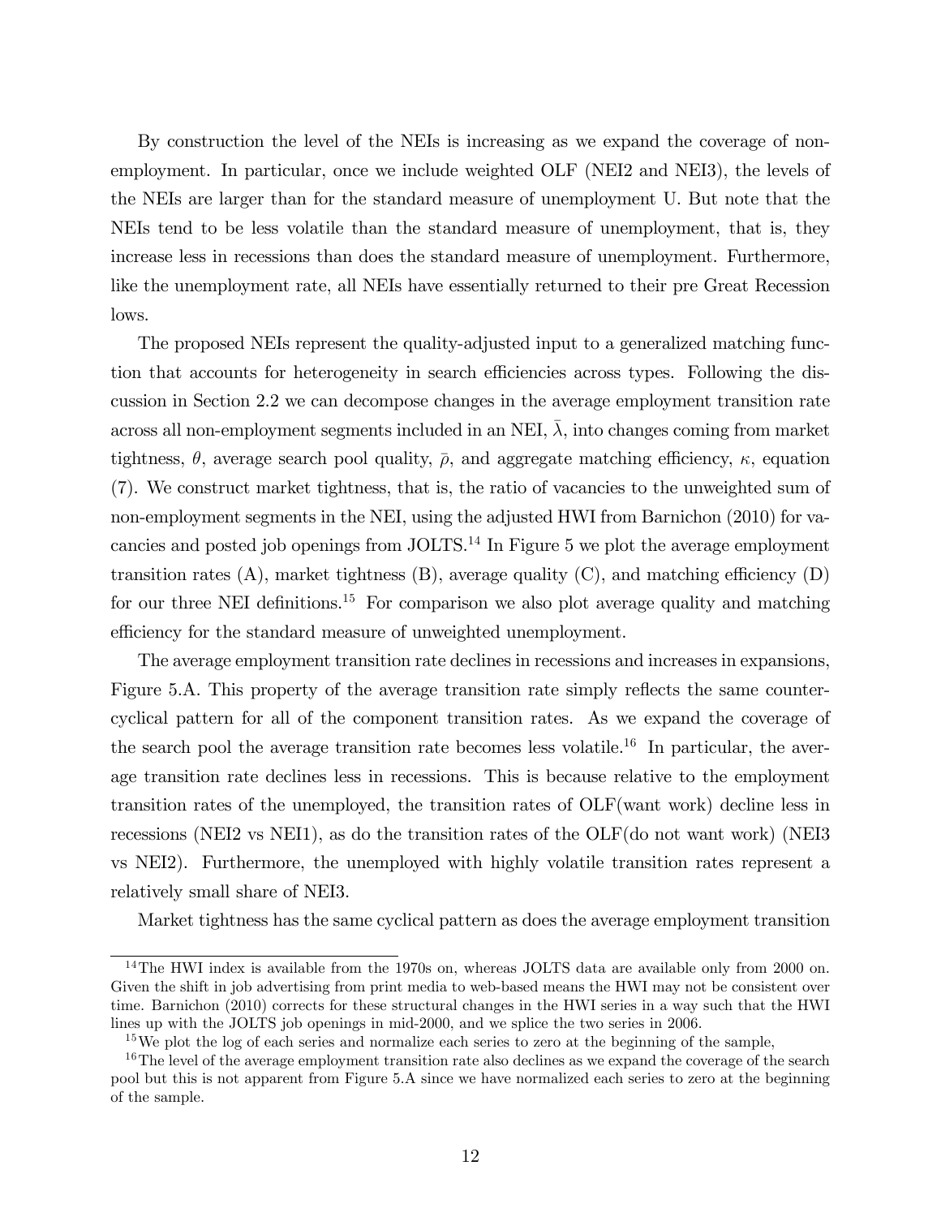By construction the level of the NEIs is increasing as we expand the coverage of non-employment. In particular, once we include weighted OLF (NEI2 and NEI3), the levels of the NEIs are larger than for the standard measure of unemployment U. But note that the NEIs tend to be less volatile than the standard measure of unemployment, that is, they increase less in recessions than does the standard measure of unemployment. Furthermore, like the unemployment rate, all NEIs have essentially returned to their pre Great Recession lows.

The proposed NEIs represent the quality-adjusted input to a generalized matching function that accounts for heterogeneity in search efficiencies across types. Following the discussion in Section 2.2 we can decompose changes in the average employment transition rate across all non-employment segments included in an NEI, $\bar{\lambda}$, into changes coming from market tightness, $\theta$, average search pool quality, $\bar{\rho}$, and aggregate matching efficiency, $\kappa$, equation (7). We construct market tightness, that is, the ratio of vacancies to the unweighted sum of non-employment segments in the NEI, using the adjusted HWI from Barnichon (2010) for vacancies and posted job openings from JOLTS.[14] In Figure 5 we plot the average employment transition rates (A), market tightness (B), average quality (C), and matching efficiency (D) for our three NEI definitions.[15] For comparison we also plot average quality and matching efficiency for the standard measure of unweighted unemployment.

The average employment transition rate declines in recessions and increases in expansions, Figure 5.A. This property of the average transition rate simply reflects the same counter-cyclical pattern for all of the component transition rates. As we expand the coverage of the search pool the average transition rate becomes less volatile.[16] In particular, the average transition rate declines less in recessions. This is because relative to the employment transition rates of the unemployed, the transition rates of OLF(want work) decline less in recessions (NEI2 vs NEI1), as do the transition rates of the OLF(do not want work) (NEI3 vs NEI2). Furthermore, the unemployed with highly volatile transition rates represent a relatively small share of NEI3.

Market tightness has the same cyclical pattern as does the average employment transition

[14] The HWI index is available from the 1970s on, whereas JOLTS data are available only from 2000 on. Given the shift in job advertising from print media to web-based means the HWI may not be consistent over time. Barnichon (2010) corrects for these structural changes in the HWI series in a way such that the HWI lines up with the JOLTS job openings in mid-2000, and we splice the two series in 2006.

[15] We plot the log of each series and normalize each series to zero at the beginning of the sample,

[16] The level of the average employment transition rate also declines as we expand the coverage of the search pool but this is not apparent from Figure 5.A since we have normalized each series to zero at the beginning of the sample.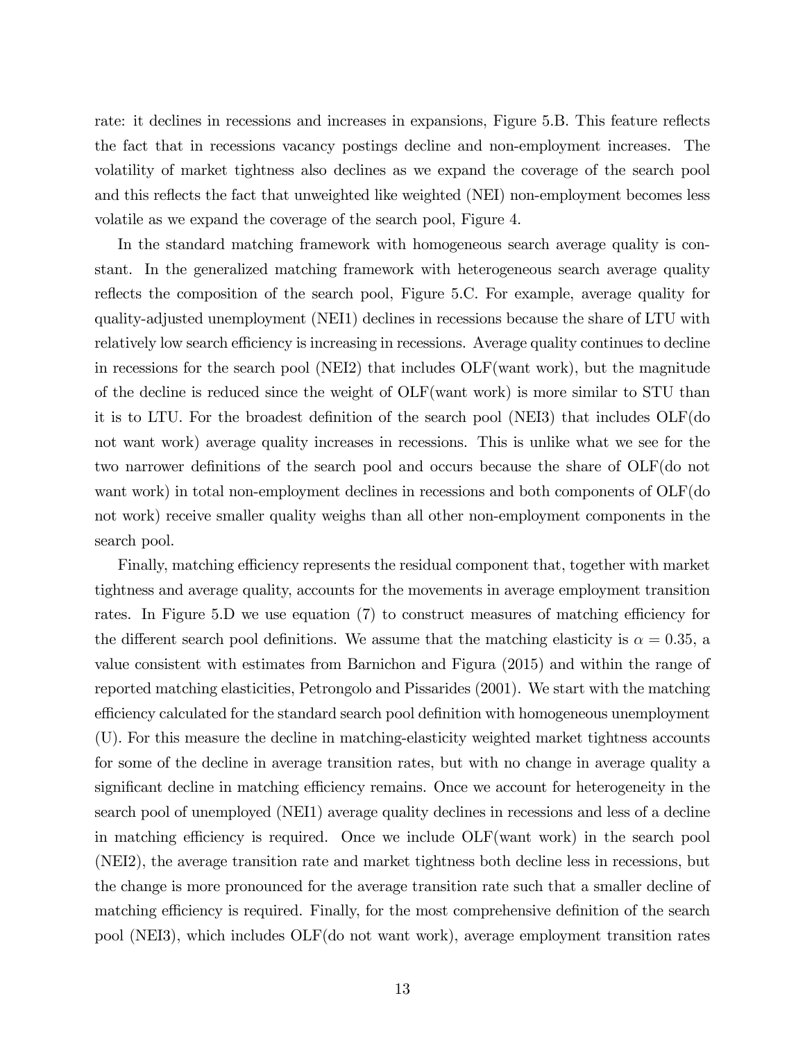rate: it declines in recessions and increases in expansions, Figure 5.B. This feature reflects the fact that in recessions vacancy postings decline and non-employment increases. The volatility of market tightness also declines as we expand the coverage of the search pool and this reflects the fact that unweighted like weighted (NEI) non-employment becomes less volatile as we expand the coverage of the search pool, Figure 4.

In the standard matching framework with homogeneous search average quality is constant. In the generalized matching framework with heterogeneous search average quality reflects the composition of the search pool, Figure 5.C. For example, average quality for quality-adjusted unemployment (NEI1) declines in recessions because the share of LTU with relatively low search efficiency is increasing in recessions. Average quality continues to decline in recessions for the search pool (NEI2) that includes OLF(want work), but the magnitude of the decline is reduced since the weight of OLF(want work) is more similar to STU than it is to LTU. For the broadest definition of the search pool (NEI3) that includes OLF(do not want work) average quality increases in recessions. This is unlike what we see for the two narrower definitions of the search pool and occurs because the share of OLF(do not want work) in total non-employment declines in recessions and both components of OLF(do not work) receive smaller quality weighs than all other non-employment components in the search pool.

Finally, matching efficiency represents the residual component that, together with market tightness and average quality, accounts for the movements in average employment transition rates. In Figure 5.D we use equation (7) to construct measures of matching efficiency for the different search pool definitions. We assume that the matching elasticity is $\alpha = 0.35$, a value consistent with estimates from Barnichon and Figura (2015) and within the range of reported matching elasticities, Petrongolo and Pissarides (2001). We start with the matching efficiency calculated for the standard search pool definition with homogeneous unemployment (U). For this measure the decline in matching-elasticity weighted market tightness accounts for some of the decline in average transition rates, but with no change in average quality a significant decline in matching efficiency remains. Once we account for heterogeneity in the search pool of unemployed (NEI1) average quality declines in recessions and less of a decline in matching efficiency is required. Once we include OLF(want work) in the search pool (NEI2), the average transition rate and market tightness both decline less in recessions, but the change is more pronounced for the average transition rate such that a smaller decline of matching efficiency is required. Finally, for the most comprehensive definition of the search pool (NEI3), which includes OLF(do not want work), average employment transition rates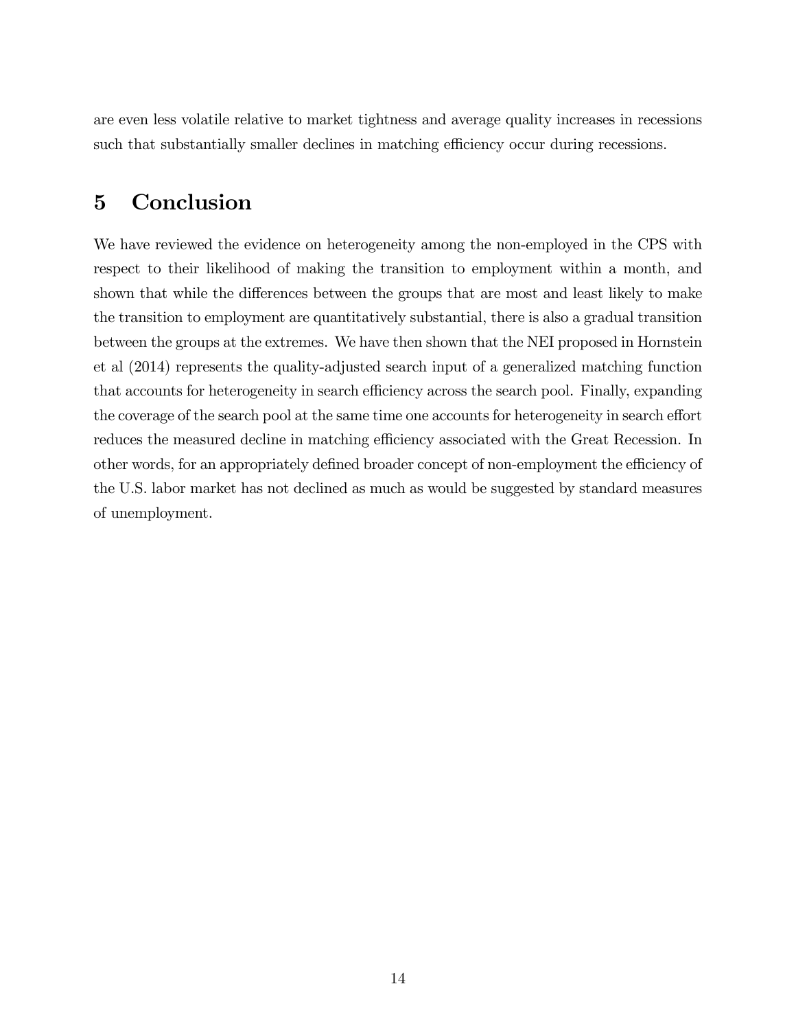are even less volatile relative to market tightness and average quality increases in recessions such that substantially smaller declines in matching efficiency occur during recessions.

# 5 Conclusion

We have reviewed the evidence on heterogeneity among the non-employed in the CPS with respect to their likelihood of making the transition to employment within a month, and shown that while the differences between the groups that are most and least likely to make the transition to employment are quantitatively substantial, there is also a gradual transition between the groups at the extremes. We have then shown that the NEI proposed in Hornstein et al (2014) represents the quality-adjusted search input of a generalized matching function that accounts for heterogeneity in search efficiency across the search pool. Finally, expanding the coverage of the search pool at the same time one accounts for heterogeneity in search effort reduces the measured decline in matching efficiency associated with the Great Recession. In other words, for an appropriately defined broader concept of non-employment the efficiency of the U.S. labor market has not declined as much as would be suggested by standard measures of unemployment.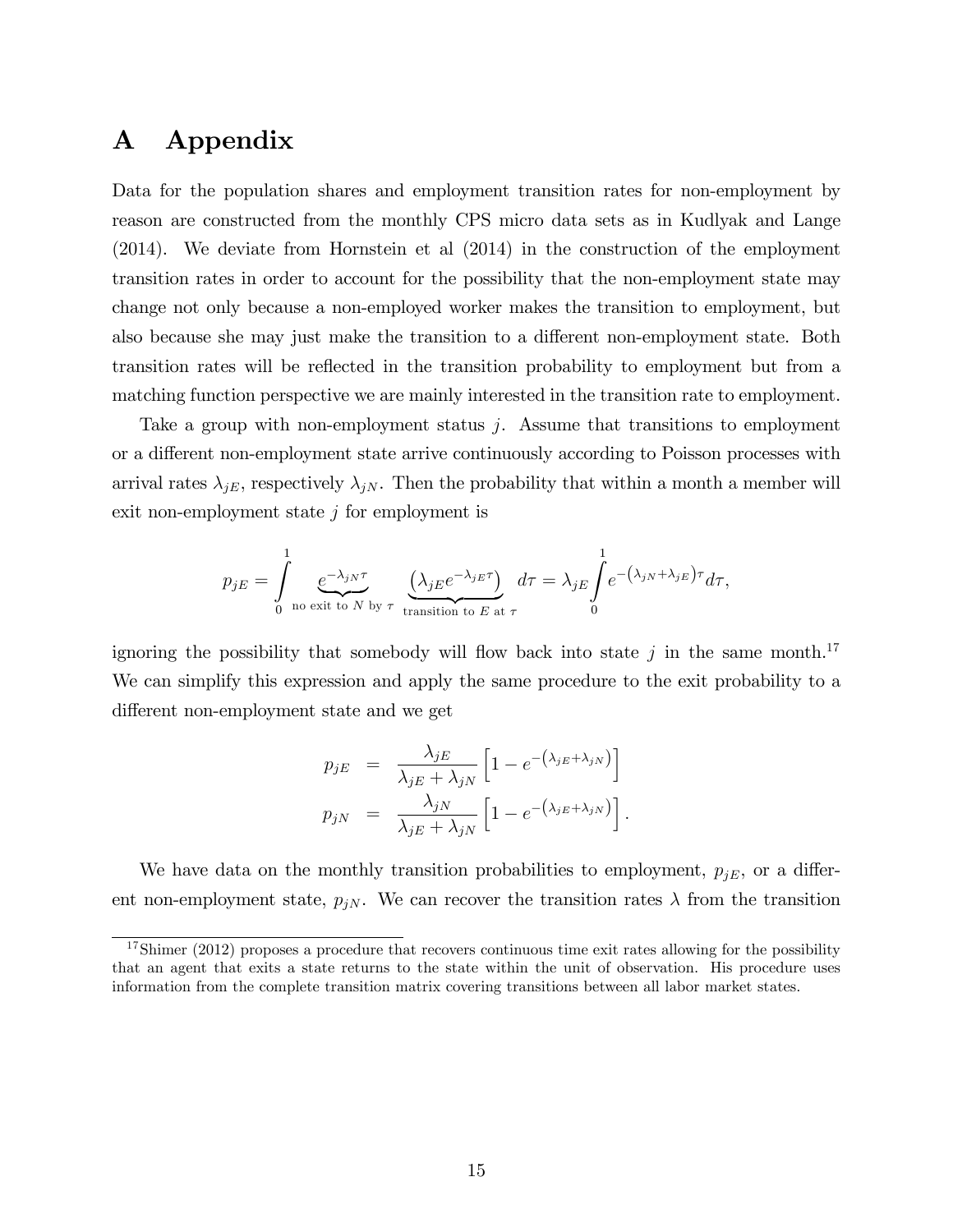# A Appendix

Data for the population shares and employment transition rates for non-employment by reason are constructed from the monthly CPS micro data sets as in Kudlyak and Lange (2014). We deviate from Hornstein et al (2014) in the construction of the employment transition rates in order to account for the possibility that the non-employment state may change not only because a non-employed worker makes the transition to employment, but also because she may just make the transition to a different non-employment state. Both transition rates will be reflected in the transition probability to employment but from a matching function perspective we are mainly interested in the transition rate to employment.

Take a group with non-employment status $j$. Assume that transitions to employment or a different non-employment state arrive continuously according to Poisson processes with arrival rates $\lambda_{jE}$, respectively $\lambda_{jN}$. Then the probability that within a month a member will exit non-employment state $j$ for employment is

$$p_{jE} = \int_0^1 \underbrace{e^{-\lambda_{jN}\tau}}_{\text{no exit to } N \text{ by } \tau} \underbrace{\left(\lambda_{jE} e^{-\lambda_{jE}\tau}\right)}_{\text{transition to } E \text{ at } \tau} d\tau = \lambda_{jE} \int_0^1 e^{-\left(\lambda_{jN}+\lambda_{jE}\right)\tau} d\tau,$$

ignoring the possibility that somebody will flow back into state $j$ in the same month.[17] We can simplify this expression and apply the same procedure to the exit probability to a different non-employment state and we get

$$\begin{aligned} p_{jE} &= \frac{\lambda_{jE}}{\lambda_{jE}+\lambda_{jN}} \left[1 - e^{-\left(\lambda_{jE}+\lambda_{jN}\right)}\right] \\ p_{jN} &= \frac{\lambda_{jN}}{\lambda_{jE}+\lambda_{jN}} \left[1 - e^{-\left(\lambda_{jE}+\lambda_{jN}\right)}\right]. \end{aligned}$$

We have data on the monthly transition probabilities to employment, $p_{jE}$, or a different non-employment state, $p_{jN}$. We can recover the transition rates $\lambda$ from the transition

[17] Shimer (2012) proposes a procedure that recovers continuous time exit rates allowing for the possibility that an agent that exits a state returns to the state within the unit of observation. His procedure uses information from the complete transition matrix covering transitions between all labor market states.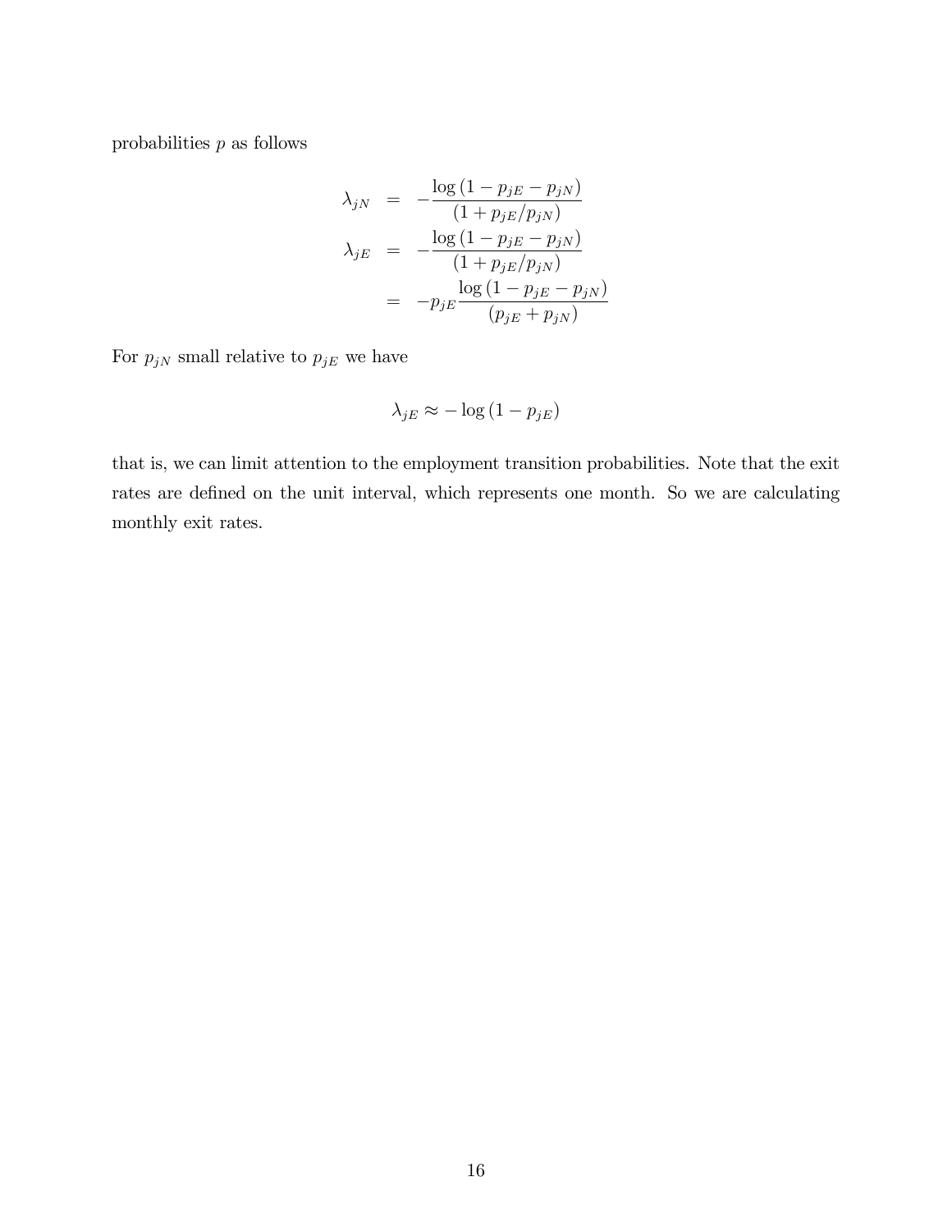probabilities $p$ as follows

$$
\begin{aligned}
\lambda_{jN} &= -\frac{\log(1 - p_{jE} - p_{jN})}{(1 + p_{jE}/p_{jN})} \\
\lambda_{jE} &= -\frac{\log(1 - p_{jE} - p_{jN})}{(1 + p_{jE}/p_{jN})} \\
&= -p_{jE}\frac{\log(1 - p_{jE} - p_{jN})}{(p_{jE} + p_{jN})}
\end{aligned}
$$

For $p_{jN}$ small relative to $p_{jE}$ we have

$$
\lambda_{jE} \approx -\log(1 - p_{jE})
$$

that is, we can limit attention to the employment transition probabilities. Note that the exit rates are defined on the unit interval, which represents one month. So we are calculating monthly exit rates.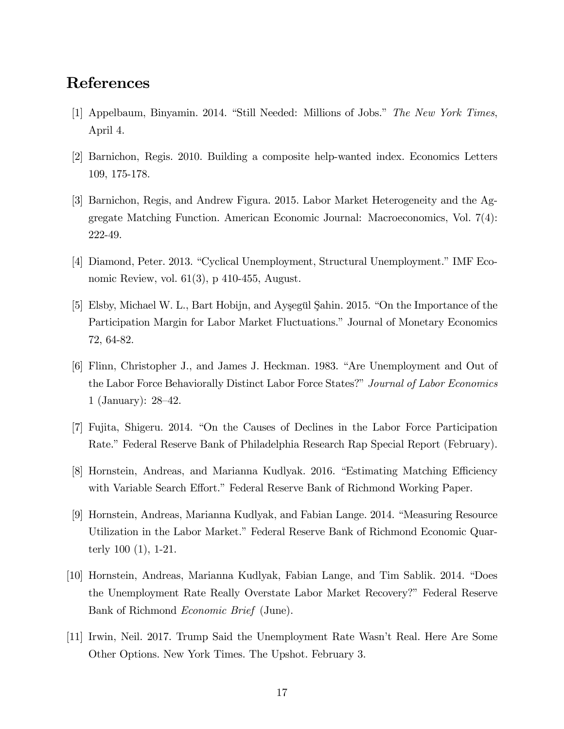# References

[1] Appelbaum, Binyamin. 2014. "Still Needed: Millions of Jobs." *The New York Times*, April 4.

[2] Barnichon, Regis. 2010. Building a composite help-wanted index. Economics Letters 109, 175-178.

[3] Barnichon, Regis, and Andrew Figura. 2015. Labor Market Heterogeneity and the Aggregate Matching Function. American Economic Journal: Macroeconomics, Vol. 7(4): 222-49.

[4] Diamond, Peter. 2013. "Cyclical Unemployment, Structural Unemployment." IMF Economic Review, vol. 61(3), p 410-455, August.

[5] Elsby, Michael W. L., Bart Hobijn, and Ayşegül Şahin. 2015. "On the Importance of the Participation Margin for Labor Market Fluctuations." Journal of Monetary Economics 72, 64-82.

[6] Flinn, Christopher J., and James J. Heckman. 1983. "Are Unemployment and Out of the Labor Force Behaviorally Distinct Labor Force States?" *Journal of Labor Economics* 1 (January): 28–42.

[7] Fujita, Shigeru. 2014. "On the Causes of Declines in the Labor Force Participation Rate." Federal Reserve Bank of Philadelphia Research Rap Special Report (February).

[8] Hornstein, Andreas, and Marianna Kudlyak. 2016. "Estimating Matching Efficiency with Variable Search Effort." Federal Reserve Bank of Richmond Working Paper.

[9] Hornstein, Andreas, Marianna Kudlyak, and Fabian Lange. 2014. "Measuring Resource Utilization in the Labor Market." Federal Reserve Bank of Richmond Economic Quarterly 100 (1), 1-21.

[10] Hornstein, Andreas, Marianna Kudlyak, Fabian Lange, and Tim Sablik. 2014. "Does the Unemployment Rate Really Overstate Labor Market Recovery?" Federal Reserve Bank of Richmond *Economic Brief* (June).

[11] Irwin, Neil. 2017. Trump Said the Unemployment Rate Wasn't Real. Here Are Some Other Options. New York Times. The Upshot. February 3.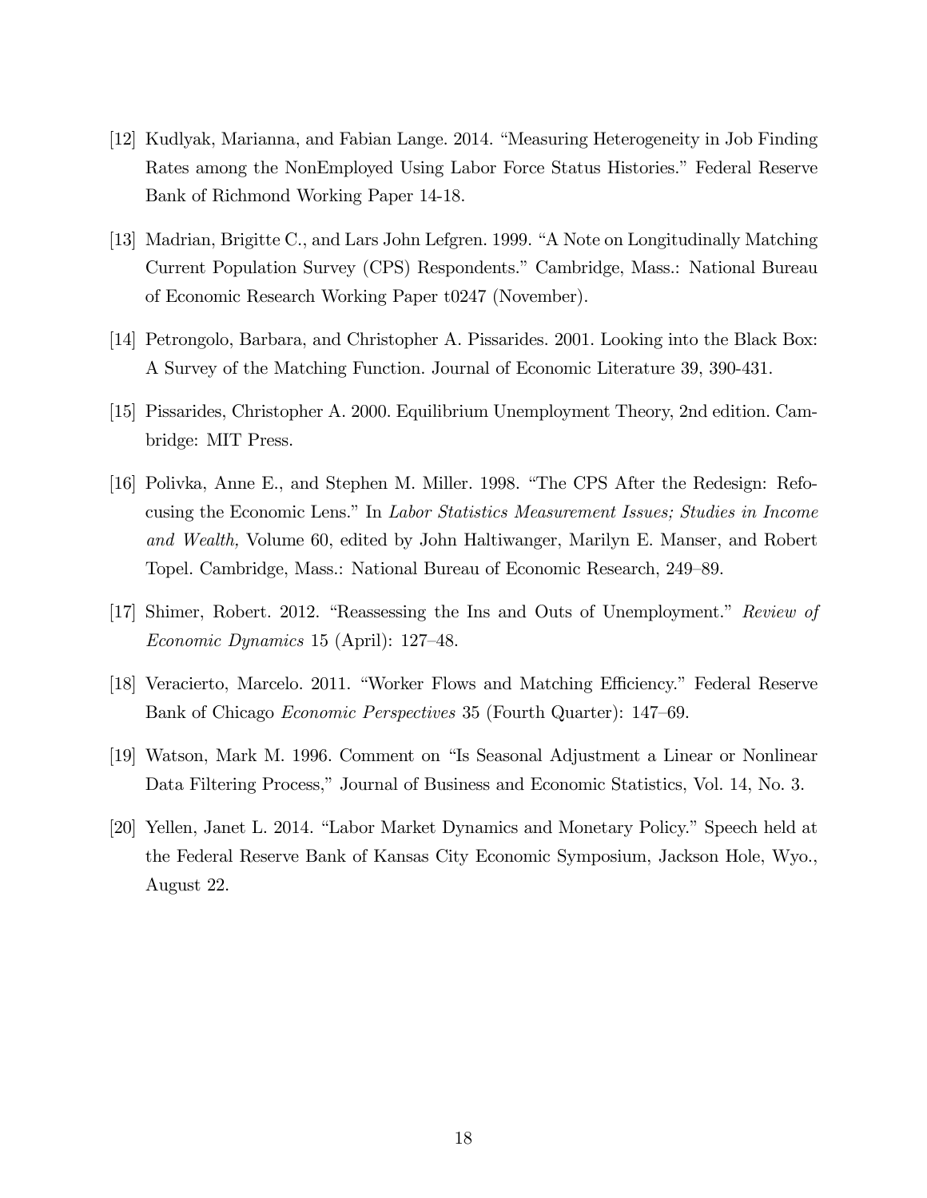[12] Kudlyak, Marianna, and Fabian Lange. 2014. "Measuring Heterogeneity in Job Finding Rates among the NonEmployed Using Labor Force Status Histories." Federal Reserve Bank of Richmond Working Paper 14-18.

[13] Madrian, Brigitte C., and Lars John Lefgren. 1999. "A Note on Longitudinally Matching Current Population Survey (CPS) Respondents." Cambridge, Mass.: National Bureau of Economic Research Working Paper t0247 (November).

[14] Petrongolo, Barbara, and Christopher A. Pissarides. 2001. Looking into the Black Box: A Survey of the Matching Function. Journal of Economic Literature 39, 390-431.

[15] Pissarides, Christopher A. 2000. Equilibrium Unemployment Theory, 2nd edition. Cambridge: MIT Press.

[16] Polivka, Anne E., and Stephen M. Miller. 1998. "The CPS After the Redesign: Refocusing the Economic Lens." In *Labor Statistics Measurement Issues; Studies in Income and Wealth,* Volume 60, edited by John Haltiwanger, Marilyn E. Manser, and Robert Topel. Cambridge, Mass.: National Bureau of Economic Research, 249–89.

[17] Shimer, Robert. 2012. "Reassessing the Ins and Outs of Unemployment." *Review of Economic Dynamics* 15 (April): 127–48.

[18] Veracierto, Marcelo. 2011. "Worker Flows and Matching Efficiency." Federal Reserve Bank of Chicago *Economic Perspectives* 35 (Fourth Quarter): 147–69.

[19] Watson, Mark M. 1996. Comment on "Is Seasonal Adjustment a Linear or Nonlinear Data Filtering Process," Journal of Business and Economic Statistics, Vol. 14, No. 3.

[20] Yellen, Janet L. 2014. "Labor Market Dynamics and Monetary Policy." Speech held at the Federal Reserve Bank of Kansas City Economic Symposium, Jackson Hole, Wyo., August 22.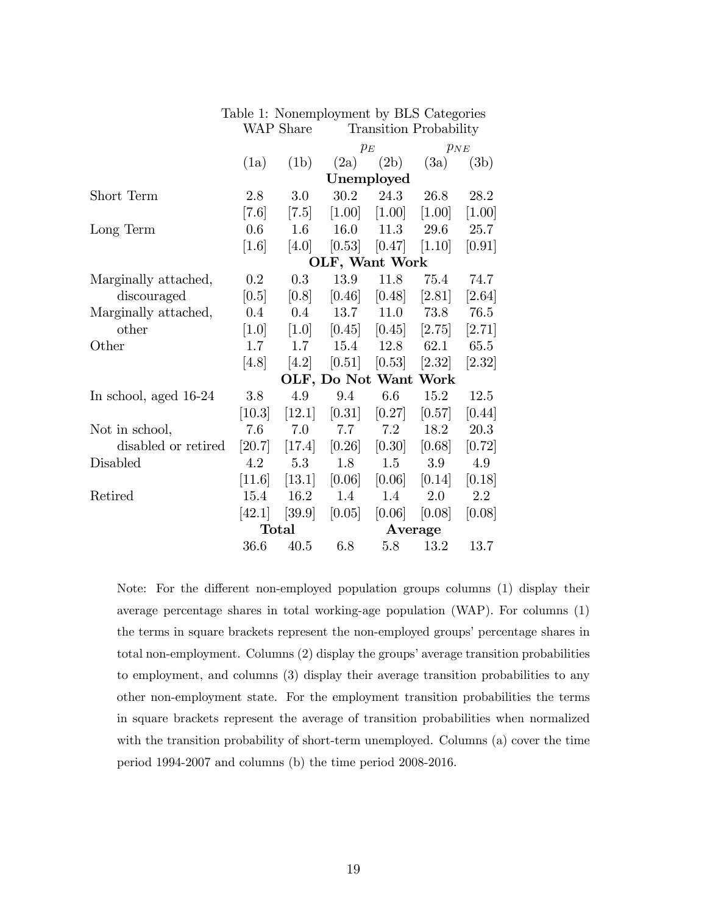Table 1: Nonemployment by BLS Categories

| | WAP Share | | Transition Probability | | | |
|---|---|---|---|---|---|---|
| | | | $p_E$ | | $p_{NE}$ | |
| | (1a) | (1b) | (2a) | (2b) | (3a) | (3b) |
| **Unemployed** | | | | | | |
| Short Term | 2.8 | 3.0 | 30.2 | 24.3 | 26.8 | 28.2 |
| | [7.6] | [7.5] | [1.00] | [1.00] | [1.00] | [1.00] |
| Long Term | 0.6 | 1.6 | 16.0 | 11.3 | 29.6 | 25.7 |
| | [1.6] | [4.0] | [0.53] | [0.47] | [1.10] | [0.91] |
| **OLF, Want Work** | | | | | | |
| Marginally attached, discouraged | 0.2 | 0.3 | 13.9 | 11.8 | 75.4 | 74.7 |
| | [0.5] | [0.8] | [0.46] | [0.48] | [2.81] | [2.64] |
| Marginally attached, other | 0.4 | 0.4 | 13.7 | 11.0 | 73.8 | 76.5 |
| | [1.0] | [1.0] | [0.45] | [0.45] | [2.75] | [2.71] |
| Other | 1.7 | 1.7 | 15.4 | 12.8 | 62.1 | 65.5 |
| | [4.8] | [4.2] | [0.51] | [0.53] | [2.32] | [2.32] |
| **OLF, Do Not Want Work** | | | | | | |
| In school, aged 16-24 | 3.8 | 4.9 | 9.4 | 6.6 | 15.2 | 12.5 |
| | [10.3] | [12.1] | [0.31] | [0.27] | [0.57] | [0.44] |
| Not in school, disabled or retired | 7.6 | 7.0 | 7.7 | 7.2 | 18.2 | 20.3 |
| | [20.7] | [17.4] | [0.26] | [0.30] | [0.68] | [0.72] |
| Disabled | 4.2 | 5.3 | 1.8 | 1.5 | 3.9 | 4.9 |
| | [11.6] | [13.1] | [0.06] | [0.06] | [0.14] | [0.18] |
| Retired | 15.4 | 16.2 | 1.4 | 1.4 | 2.0 | 2.2 |
| | [42.1] | [39.9] | [0.05] | [0.06] | [0.08] | [0.08] |
| | **Total** | | **Average** | | | |
| | 36.6 | 40.5 | 6.8 | 5.8 | 13.2 | 13.7 |

Note: For the different non-employed population groups columns (1) display their average percentage shares in total working-age population (WAP). For columns (1) the terms in square brackets represent the non-employed groups' percentage shares in total non-employment. Columns (2) display the groups' average transition probabilities to employment, and columns (3) display their average transition probabilities to any other non-employment state. For the employment transition probabilities the terms in square brackets represent the average of transition probabilities when normalized with the transition probability of short-term unemployed. Columns (a) cover the time period 1994-2007 and columns (b) the time period 2008-2016.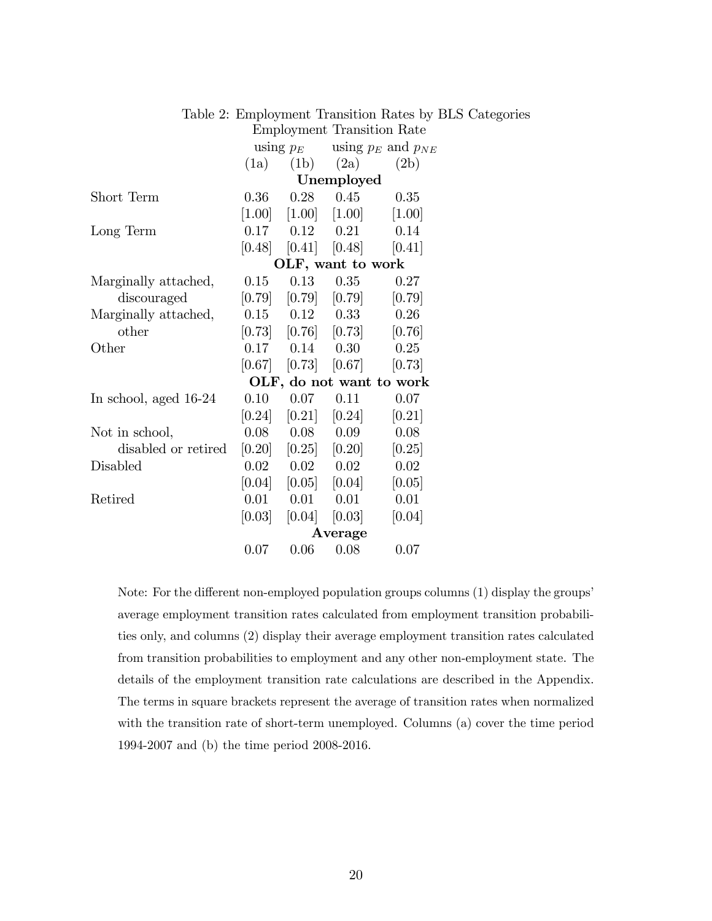Table 2: Employment Transition Rates by BLS Categories

| | Employment Transition Rate | | | |
|---|---|---|---|---|
| | using $p_E$ | | using $p_E$ and $p_{NE}$ | |
| | (1a) | (1b) | (2a) | (2b) |
| **Unemployed** | | | | |
| Short Term | 0.36 | 0.28 | 0.45 | 0.35 |
| | [1.00] | [1.00] | [1.00] | [1.00] |
| Long Term | 0.17 | 0.12 | 0.21 | 0.14 |
| | [0.48] | [0.41] | [0.48] | [0.41] |
| **OLF, want to work** | | | | |
| Marginally attached, discouraged | 0.15 | 0.13 | 0.35 | 0.27 |
| | [0.79] | [0.79] | [0.79] | [0.79] |
| Marginally attached, other | 0.15 | 0.12 | 0.33 | 0.26 |
| | [0.73] | [0.76] | [0.73] | [0.76] |
| Other | 0.17 | 0.14 | 0.30 | 0.25 |
| | [0.67] | [0.73] | [0.67] | [0.73] |
| **OLF, do not want to work** | | | | |
| In school, aged 16-24 | 0.10 | 0.07 | 0.11 | 0.07 |
| | [0.24] | [0.21] | [0.24] | [0.21] |
| Not in school, disabled or retired | 0.08 | 0.08 | 0.09 | 0.08 |
| | [0.20] | [0.25] | [0.20] | [0.25] |
| Disabled | 0.02 | 0.02 | 0.02 | 0.02 |
| | [0.04] | [0.05] | [0.04] | [0.05] |
| Retired | 0.01 | 0.01 | 0.01 | 0.01 |
| | [0.03] | [0.04] | [0.03] | [0.04] |
| **Average** | | | | |
| | 0.07 | 0.06 | 0.08 | 0.07 |

Note: For the different non-employed population groups columns (1) display the groups' average employment transition rates calculated from employment transition probabilities only, and columns (2) display their average employment transition rates calculated from transition probabilities to employment and any other non-employment state. The details of the employment transition rate calculations are described in the Appendix. The terms in square brackets represent the average of transition rates when normalized with the transition rate of short-term unemployed. Columns (a) cover the time period 1994-2007 and (b) the time period 2008-2016.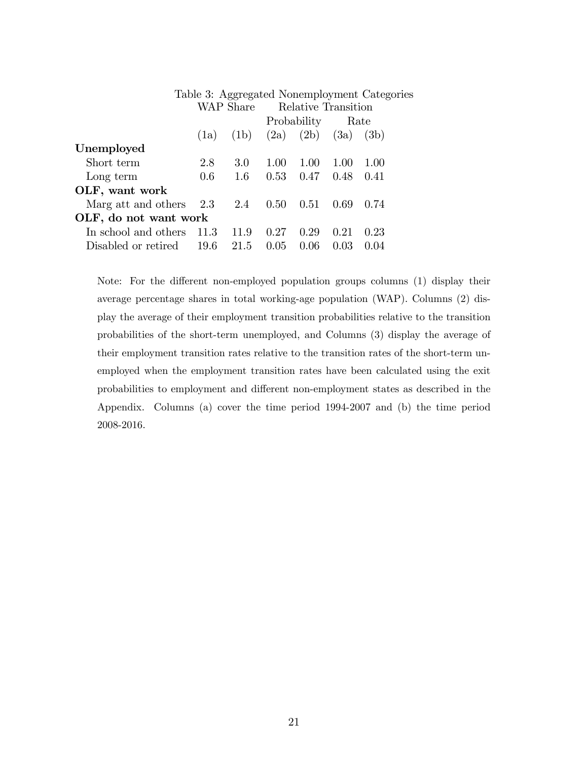Table 3: Aggregated Nonemployment Categories

| | WAP Share | | Relative Transition | | | |
|---|---|---|---|---|---|---|
| | | | Probability | | Rate | |
| | (1a) | (1b) | (2a) | (2b) | (3a) | (3b) |
| **Unemployed** | | | | | | |
| Short term | 2.8 | 3.0 | 1.00 | 1.00 | 1.00 | 1.00 |
| Long term | 0.6 | 1.6 | 0.53 | 0.47 | 0.48 | 0.41 |
| **OLF, want work** | | | | | | |
| Marg att and others | 2.3 | 2.4 | 0.50 | 0.51 | 0.69 | 0.74 |
| **OLF, do not want work** | | | | | | |
| In school and others | 11.3 | 11.9 | 0.27 | 0.29 | 0.21 | 0.23 |
| Disabled or retired | 19.6 | 21.5 | 0.05 | 0.06 | 0.03 | 0.04 |

Note: For the different non-employed population groups columns (1) display their average percentage shares in total working-age population (WAP). Columns (2) display the average of their employment transition probabilities relative to the transition probabilities of the short-term unemployed, and Columns (3) display the average of their employment transition rates relative to the transition rates of the short-term unemployed when the employment transition rates have been calculated using the exit probabilities to employment and different non-employment states as described in the Appendix. Columns (a) cover the time period 1994-2007 and (b) the time period 2008-2016.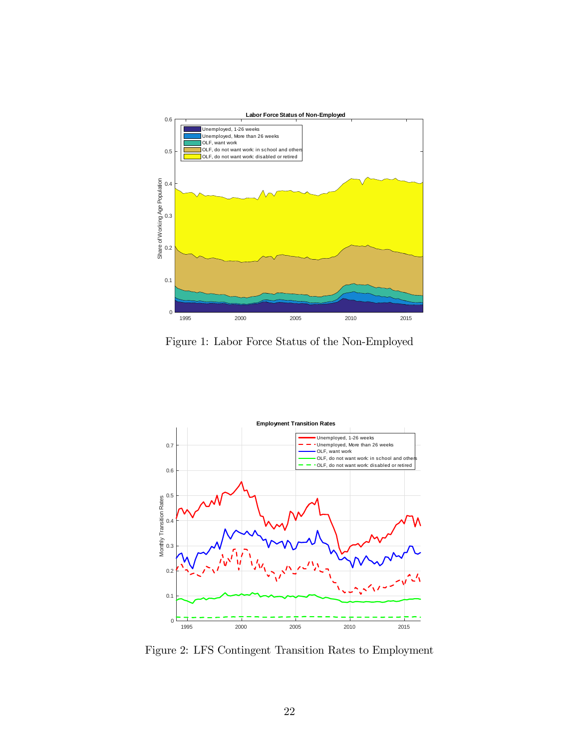Figure 1: Labor Force Status of the Non-Employed

Figure 2: LFS Contingent Transition Rates to Employment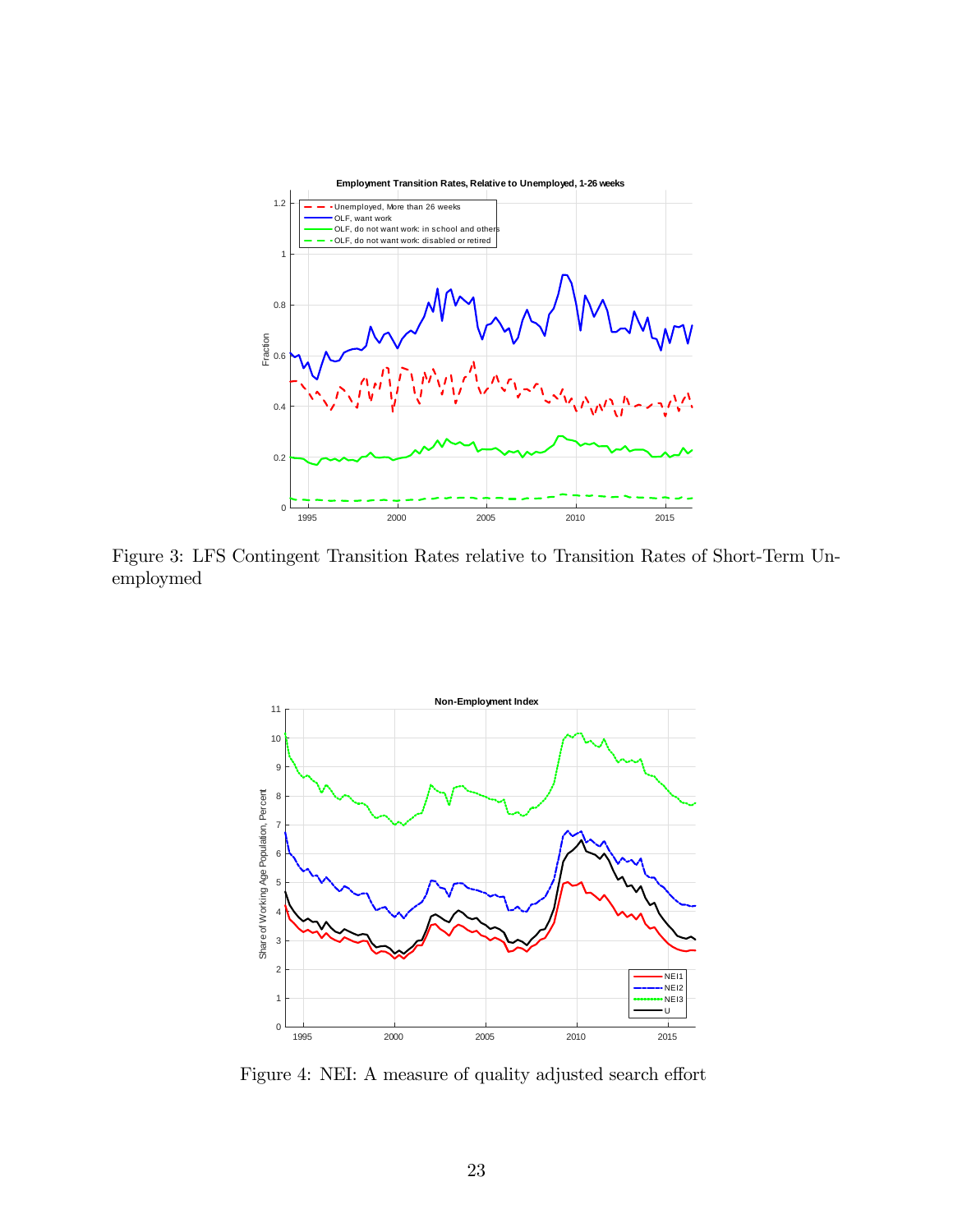Figure 3: LFS Contingent Transition Rates relative to Transition Rates of Short-Term Unemployed

Figure 4: NEI: A measure of quality adjusted search effort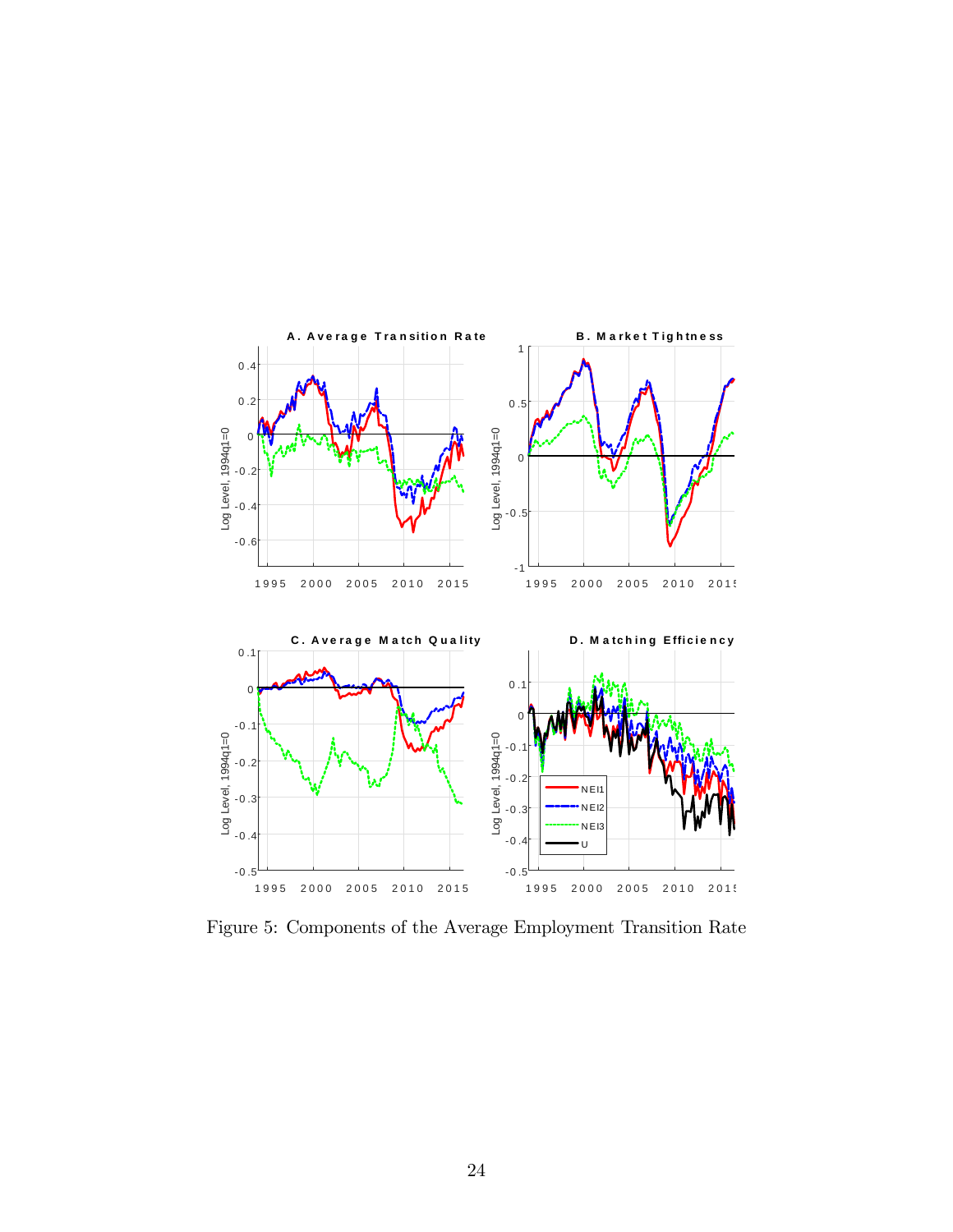A. Average Transition Rate

Log Level, 1994q1=0

0.4
0.2
0
-0.2
-0.4
-0.6

1995 2000 2005 2010 2015

B. Market Tightness

Log Level, 1994q1=0

1
0.5
0
-0.5
-1

1995 2000 2005 2010 2015

C. Average Match Quality

Log Level, 1994q1=0

0.1
0
-0.1
-0.2
-0.3
-0.4
-0.5

1995 2000 2005 2010 2015

D. Matching Efficiency

Log Level, 1994q1=0

0.1
0
-0.1
-0.2
-0.3
-0.4
-0.5

1995 2000 2005 2010 2015

NEI1
NEI2
NEI3
U

Figure 5: Components of the Average Employment Transition Rate